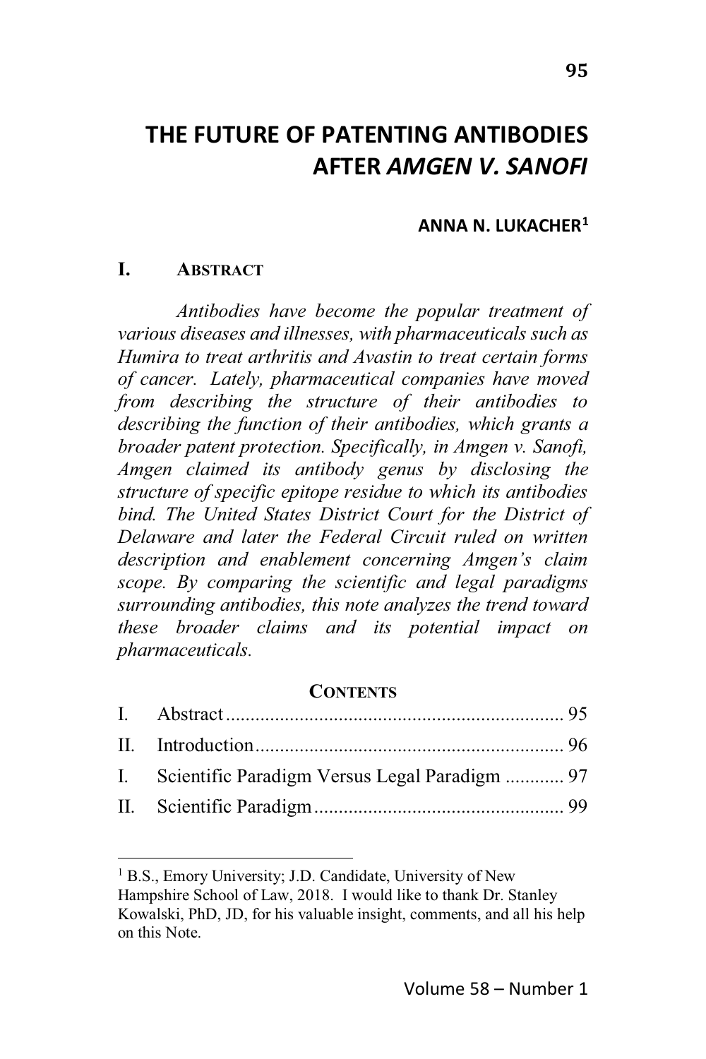# THE FUTURE OF PATENTING ANTIBODIES AFTER *AMGEN V. SANOFI*

**ANNA N. LUKACHER**[1]

## I. ABSTRACT

*Antibodies have become the popular treatment of various diseases and illnesses, with pharmaceuticals such as Humira to treat arthritis and Avastin to treat certain forms of cancer. Lately, pharmaceutical companies have moved from describing the structure of their antibodies to describing the function of their antibodies, which grants a broader patent protection. Specifically, in Amgen v. Sanofi, Amgen claimed its antibody genus by disclosing the structure of specific epitope residue to which its antibodies bind. The United States District Court for the District of Delaware and later the Federal Circuit ruled on written description and enablement concerning Amgen's claim scope. By comparing the scientific and legal paradigms surrounding antibodies, this note analyzes the trend toward these broader claims and its potential impact on pharmaceuticals.*

**CONTENTS**

| | | |
|---|---|---|
| I. | Abstract | 95 |
| II. | Introduction | 96 |
| I. | Scientific Paradigm Versus Legal Paradigm | 97 |
| II. | Scientific Paradigm | 99 |

---

[1] B.S., Emory University; J.D. Candidate, University of New Hampshire School of Law, 2018. I would like to thank Dr. Stanley Kowalski, PhD, JD, for his valuable insight, comments, and all his help on this Note.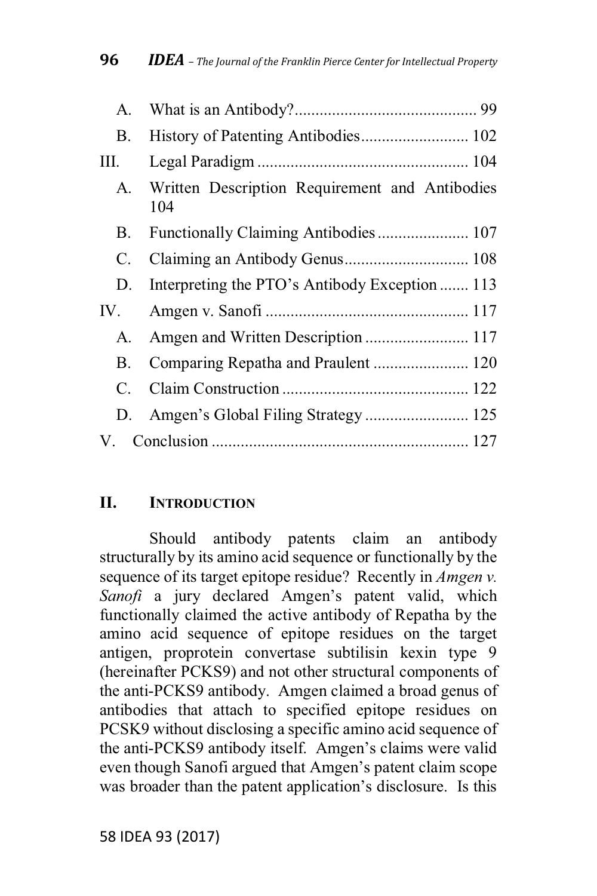| | | |
|---|---|---|
| A. | What is an Antibody? | 99 |
| B. | History of Patenting Antibodies | 102 |
| III. | Legal Paradigm | 104 |
| A. | Written Description Requirement and Antibodies | 104 |
| B. | Functionally Claiming Antibodies | 107 |
| C. | Claiming an Antibody Genus | 108 |
| D. | Interpreting the PTO's Antibody Exception | 113 |
| IV. | Amgen v. Sanofi | 117 |
| A. | Amgen and Written Description | 117 |
| B. | Comparing Repatha and Praulent | 120 |
| C. | Claim Construction | 122 |
| D. | Amgen's Global Filing Strategy | 125 |
| V. | Conclusion | 127 |

## II. INTRODUCTION

Should antibody patents claim an antibody structurally by its amino acid sequence or functionally by the sequence of its target epitope residue? Recently in *Amgen v. Sanofi* a jury declared Amgen's patent valid, which functionally claimed the active antibody of Repatha by the amino acid sequence of epitope residues on the target antigen, proprotein convertase subtilisin kexin type 9 (hereinafter PCKS9) and not other structural components of the anti-PCKS9 antibody. Amgen claimed a broad genus of antibodies that attach to specified epitope residues on PCSK9 without disclosing a specific amino acid sequence of the anti-PCKS9 antibody itself. Amgen's claims were valid even though Sanofi argued that Amgen's patent claim scope was broader than the patent application's disclosure. Is this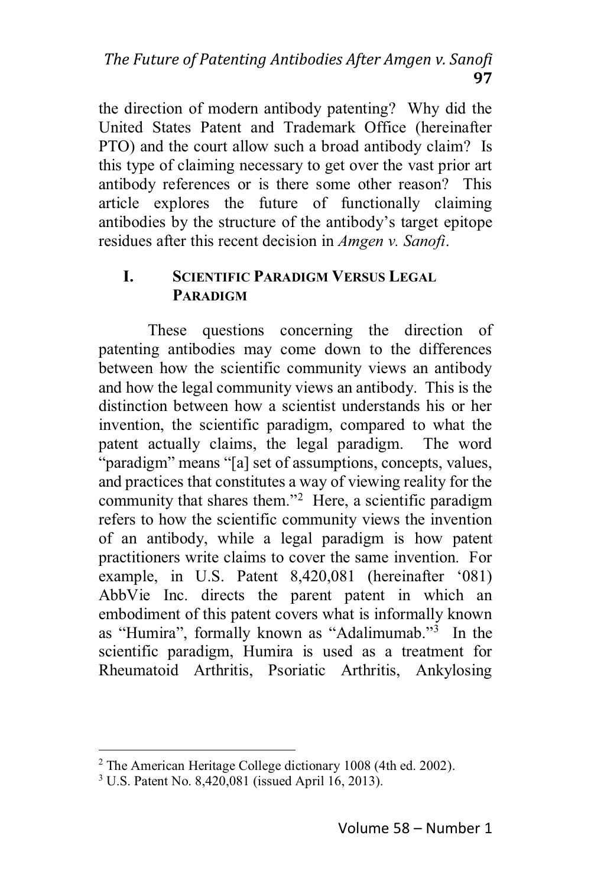the direction of modern antibody patenting? Why did the United States Patent and Trademark Office (hereinafter PTO) and the court allow such a broad antibody claim? Is this type of claiming necessary to get over the vast prior art antibody references or is there some other reason? This article explores the future of functionally claiming antibodies by the structure of the antibody's target epitope residues after this recent decision in *Amgen v. Sanofi*.

## I. Scientific Paradigm Versus Legal Paradigm

These questions concerning the direction of patenting antibodies may come down to the differences between how the scientific community views an antibody and how the legal community views an antibody. This is the distinction between how a scientist understands his or her invention, the scientific paradigm, compared to what the patent actually claims, the legal paradigm. The word "paradigm" means "[a] set of assumptions, concepts, values, and practices that constitutes a way of viewing reality for the community that shares them."[2] Here, a scientific paradigm refers to how the scientific community views the invention of an antibody, while a legal paradigm is how patent practitioners write claims to cover the same invention. For example, in U.S. Patent 8,420,081 (hereinafter '081) AbbVie Inc. directs the parent patent in which an embodiment of this patent covers what is informally known as "Humira", formally known as "Adalimumab."[3] In the scientific paradigm, Humira is used as a treatment for Rheumatoid Arthritis, Psoriatic Arthritis, Ankylosing

---

[2] The American Heritage College dictionary 1008 (4th ed. 2002).

[3] U.S. Patent No. 8,420,081 (issued April 16, 2013).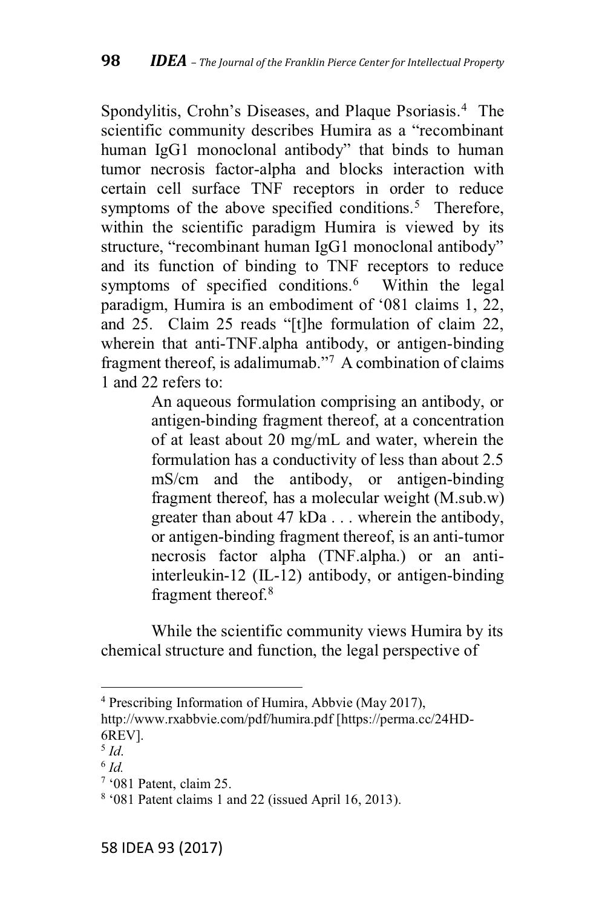Spondylitis, Crohn's Diseases, and Plaque Psoriasis.[4] The scientific community describes Humira as a "recombinant human IgG1 monoclonal antibody" that binds to human tumor necrosis factor-alpha and blocks interaction with certain cell surface TNF receptors in order to reduce symptoms of the above specified conditions.[5] Therefore, within the scientific paradigm Humira is viewed by its structure, "recombinant human IgG1 monoclonal antibody" and its function of binding to TNF receptors to reduce symptoms of specified conditions.[6] Within the legal paradigm, Humira is an embodiment of '081 claims 1, 22, and 25. Claim 25 reads "[t]he formulation of claim 22, wherein that anti-TNF.alpha antibody, or antigen-binding fragment thereof, is adalimumab."[7] A combination of claims 1 and 22 refers to:

> An aqueous formulation comprising an antibody, or antigen-binding fragment thereof, at a concentration of at least about 20 mg/mL and water, wherein the formulation has a conductivity of less than about 2.5 mS/cm and the antibody, or antigen-binding fragment thereof, has a molecular weight (M.sub.w) greater than about 47 kDa . . . wherein the antibody, or antigen-binding fragment thereof, is an anti-tumor necrosis factor alpha (TNF.alpha.) or an anti-interleukin-12 (IL-12) antibody, or antigen-binding fragment thereof.[8]

While the scientific community views Humira by its chemical structure and function, the legal perspective of

---

[4] Prescribing Information of Humira, Abbvie (May 2017), http://www.rxabbvie.com/pdf/humira.pdf [https://perma.cc/24HD-6REV].

[5] *Id.*

[6] *Id.*

[7] '081 Patent, claim 25.

[8] '081 Patent claims 1 and 22 (issued April 16, 2013).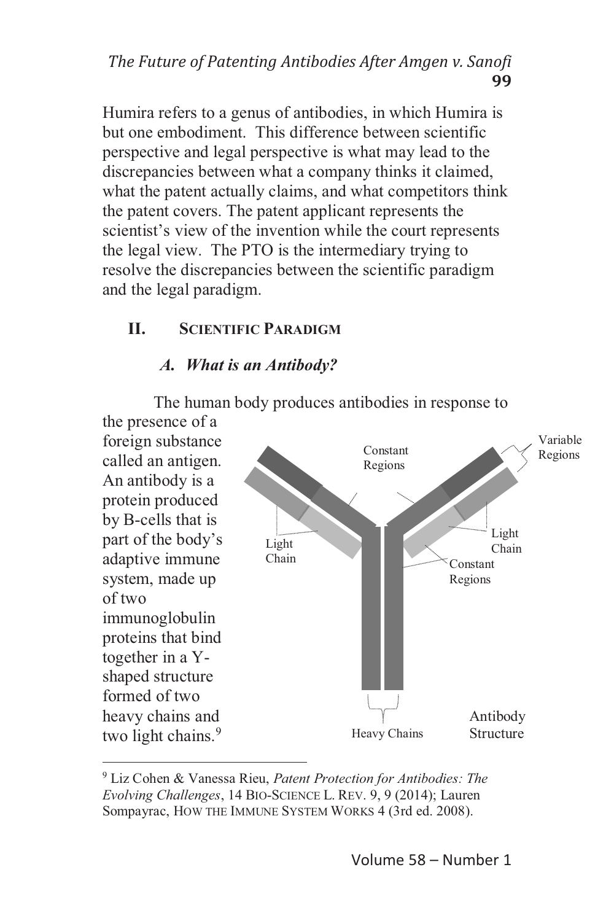Humira refers to a genus of antibodies, in which Humira is but one embodiment. This difference between scientific perspective and legal perspective is what may lead to the discrepancies between what a company thinks it claimed, what the patent actually claims, and what competitors think the patent covers. The patent applicant represents the scientist's view of the invention while the court represents the legal view. The PTO is the intermediary trying to resolve the discrepancies between the scientific paradigm and the legal paradigm.

## II. Scientific Paradigm

### *A. What is an Antibody?*

The human body produces antibodies in response to the presence of a foreign substance called an antigen. An antibody is a protein produced by B-cells that is part of the body's adaptive immune system, made up of two immunoglobulin proteins that bind together in a Y-shaped structure formed of two heavy chains and two light chains.[9]

Antibody Structure

---

[9] Liz Cohen & Vanessa Rieu, *Patent Protection for Antibodies: The Evolving Challenges*, 14 Bio-Science L. Rev. 9, 9 (2014); Lauren Sompayrac, How the Immune System Works 4 (3rd ed. 2008).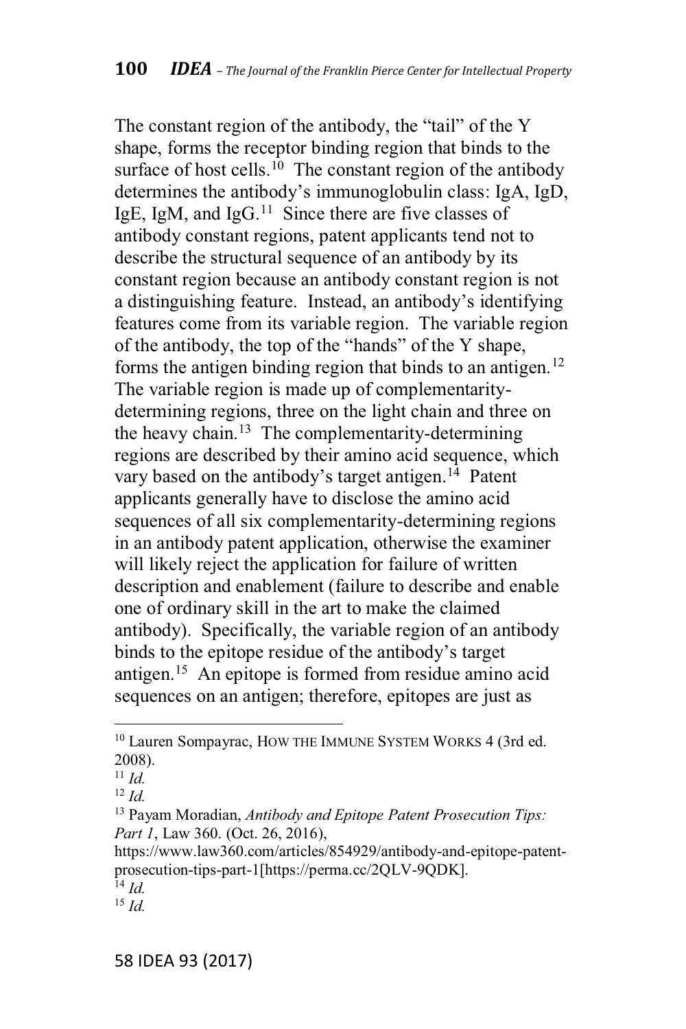The constant region of the antibody, the "tail" of the Y shape, forms the receptor binding region that binds to the surface of host cells.[10] The constant region of the antibody determines the antibody's immunoglobulin class: IgA, IgD, IgE, IgM, and IgG.[11] Since there are five classes of antibody constant regions, patent applicants tend not to describe the structural sequence of an antibody by its constant region because an antibody constant region is not a distinguishing feature. Instead, an antibody's identifying features come from its variable region. The variable region of the antibody, the top of the "hands" of the Y shape, forms the antigen binding region that binds to an antigen.[12] The variable region is made up of complementarity-determining regions, three on the light chain and three on the heavy chain.[13] The complementarity-determining regions are described by their amino acid sequence, which vary based on the antibody's target antigen.[14] Patent applicants generally have to disclose the amino acid sequences of all six complementarity-determining regions in an antibody patent application, otherwise the examiner will likely reject the application for failure of written description and enablement (failure to describe and enable one of ordinary skill in the art to make the claimed antibody). Specifically, the variable region of an antibody binds to the epitope residue of the antibody's target antigen.[15] An epitope is formed from residue amino acid sequences on an antigen; therefore, epitopes are just as

---

[10] Lauren Sompayrac, HOW THE IMMUNE SYSTEM WORKS 4 (3rd ed. 2008).

[11] *Id.*

[12] *Id.*

[13] Payam Moradian, *Antibody and Epitope Patent Prosecution Tips: Part 1*, Law 360. (Oct. 26, 2016), https://www.law360.com/articles/854929/antibody-and-epitope-patent-prosecution-tips-part-1[https://perma.cc/2QLV-9QDK].

[14] *Id.*

[15] *Id.*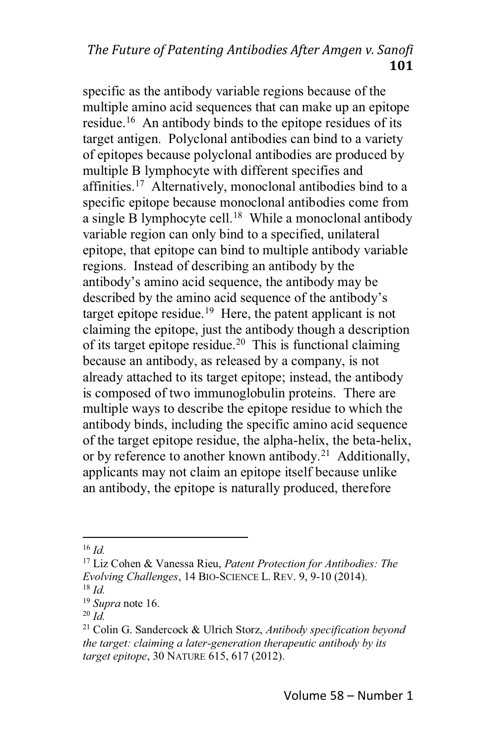specific as the antibody variable regions because of the multiple amino acid sequences that can make up an epitope residue.[16] An antibody binds to the epitope residues of its target antigen. Polyclonal antibodies can bind to a variety of epitopes because polyclonal antibodies are produced by multiple B lymphocyte with different specifies and affinities.[17] Alternatively, monoclonal antibodies bind to a specific epitope because monoclonal antibodies come from a single B lymphocyte cell.[18] While a monoclonal antibody variable region can only bind to a specified, unilateral epitope, that epitope can bind to multiple antibody variable regions. Instead of describing an antibody by the antibody's amino acid sequence, the antibody may be described by the amino acid sequence of the antibody's target epitope residue.[19] Here, the patent applicant is not claiming the epitope, just the antibody though a description of its target epitope residue.[20] This is functional claiming because an antibody, as released by a company, is not already attached to its target epitope; instead, the antibody is composed of two immunoglobulin proteins. There are multiple ways to describe the epitope residue to which the antibody binds, including the specific amino acid sequence of the target epitope residue, the alpha-helix, the beta-helix, or by reference to another known antibody.[21] Additionally, applicants may not claim an epitope itself because unlike an antibody, the epitope is naturally produced, therefore

---

[16] *Id.*

[17] Liz Cohen & Vanessa Rieu, *Patent Protection for Antibodies: The Evolving Challenges*, 14 BIO-SCIENCE L. REV. 9, 9-10 (2014).

[18] *Id.*

[19] *Supra* note 16.

[20] *Id.*

[21] Colin G. Sandercock & Ulrich Storz, *Antibody specification beyond the target: claiming a later-generation therapeutic antibody by its target epitope*, 30 NATURE 615, 617 (2012).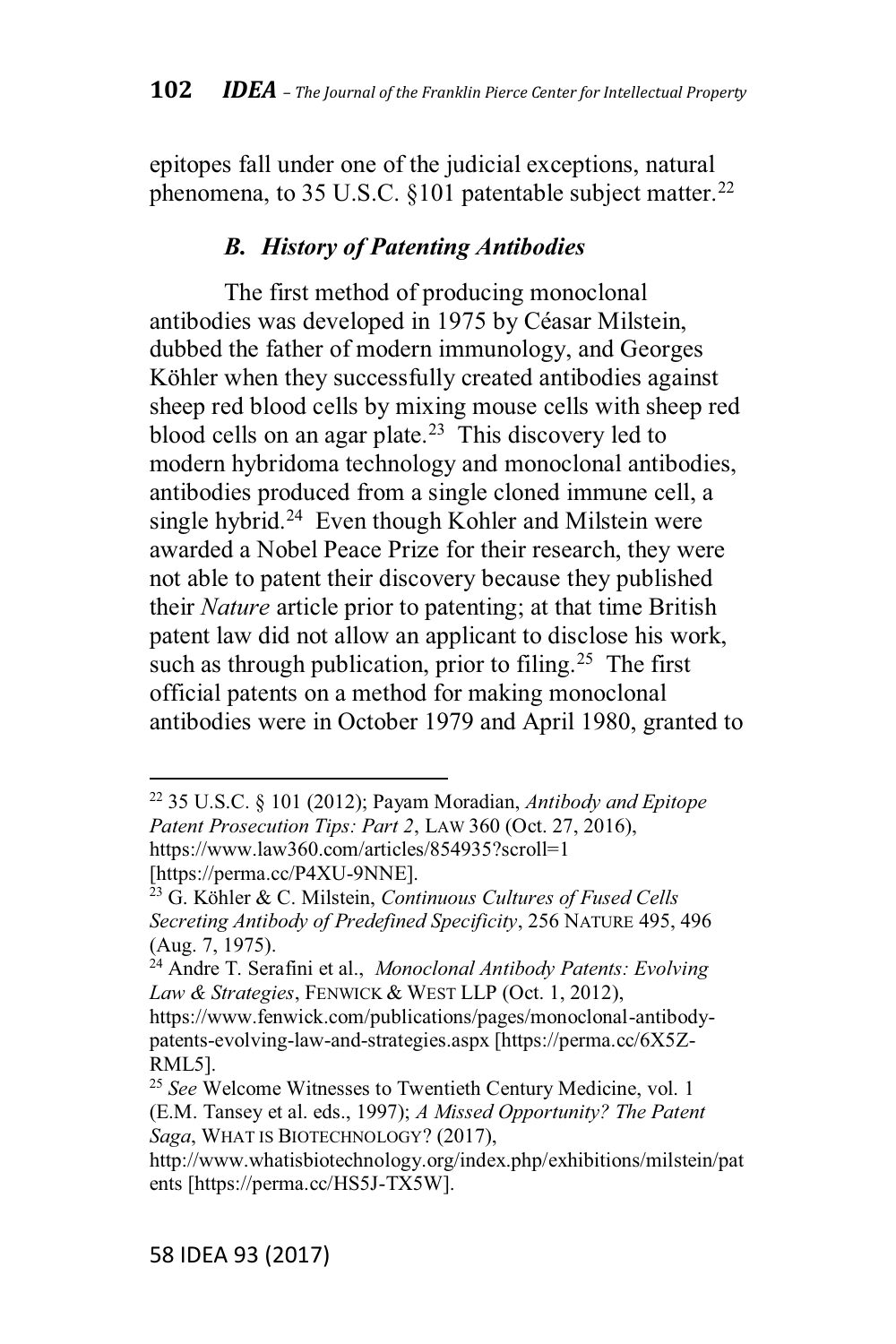epitopes fall under one of the judicial exceptions, natural phenomena, to 35 U.S.C. §101 patentable subject matter.[22]

### *B. History of Patenting Antibodies*

The first method of producing monoclonal antibodies was developed in 1975 by Céasar Milstein, dubbed the father of modern immunology, and Georges Köhler when they successfully created antibodies against sheep red blood cells by mixing mouse cells with sheep red blood cells on an agar plate.[23] This discovery led to modern hybridoma technology and monoclonal antibodies, antibodies produced from a single cloned immune cell, a single hybrid.[24] Even though Kohler and Milstein were awarded a Nobel Peace Prize for their research, they were not able to patent their discovery because they published their *Nature* article prior to patenting; at that time British patent law did not allow an applicant to disclose his work, such as through publication, prior to filing.[25] The first official patents on a method for making monoclonal antibodies were in October 1979 and April 1980, granted to

---

[22] 35 U.S.C. § 101 (2012); Payam Moradian, *Antibody and Epitope Patent Prosecution Tips: Part 2*, LAW 360 (Oct. 27, 2016), https://www.law360.com/articles/854935?scroll=1 [https://perma.cc/P4XU-9NNE].

[23] G. Köhler & C. Milstein, *Continuous Cultures of Fused Cells Secreting Antibody of Predefined Specificity*, 256 NATURE 495, 496 (Aug. 7, 1975).

[24] Andre T. Serafini et al., *Monoclonal Antibody Patents: Evolving Law & Strategies*, FENWICK & WEST LLP (Oct. 1, 2012), https://www.fenwick.com/publications/pages/monoclonal-antibody-patents-evolving-law-and-strategies.aspx [https://perma.cc/6X5Z-RML5].

[25] *See* Welcome Witnesses to Twentieth Century Medicine, vol. 1 (E.M. Tansey et al. eds., 1997); *A Missed Opportunity? The Patent Saga*, WHAT IS BIOTECHNOLOGY? (2017), http://www.whatisbiotechnology.org/index.php/exhibitions/milstein/patents [https://perma.cc/HS5J-TX5W].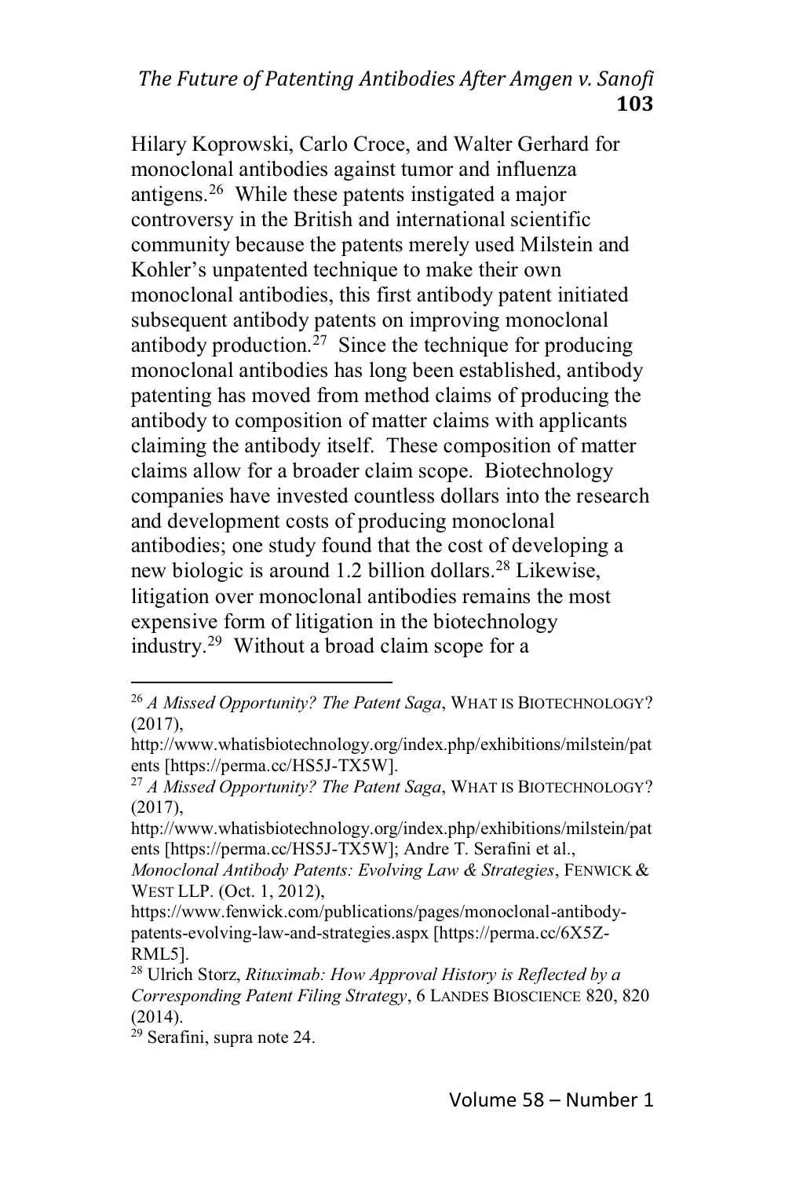Hilary Koprowski, Carlo Croce, and Walter Gerhard for monoclonal antibodies against tumor and influenza antigens.[26] While these patents instigated a major controversy in the British and international scientific community because the patents merely used Milstein and Kohler's unpatented technique to make their own monoclonal antibodies, this first antibody patent initiated subsequent antibody patents on improving monoclonal antibody production.[27] Since the technique for producing monoclonal antibodies has long been established, antibody patenting has moved from method claims of producing the antibody to composition of matter claims with applicants claiming the antibody itself. These composition of matter claims allow for a broader claim scope. Biotechnology companies have invested countless dollars into the research and development costs of producing monoclonal antibodies; one study found that the cost of developing a new biologic is around 1.2 billion dollars.[28] Likewise, litigation over monoclonal antibodies remains the most expensive form of litigation in the biotechnology industry.[29] Without a broad claim scope for a

---

[26] *A Missed Opportunity? The Patent Saga*, WHAT IS BIOTECHNOLOGY? (2017), http://www.whatisbiotechnology.org/index.php/exhibitions/milstein/patents [https://perma.cc/HS5J-TX5W].

[27] *A Missed Opportunity? The Patent Saga*, WHAT IS BIOTECHNOLOGY? (2017), http://www.whatisbiotechnology.org/index.php/exhibitions/milstein/patents [https://perma.cc/HS5J-TX5W]; Andre T. Serafini et al., *Monoclonal Antibody Patents: Evolving Law & Strategies*, FENWICK & WEST LLP. (Oct. 1, 2012), https://www.fenwick.com/publications/pages/monoclonal-antibody-patents-evolving-law-and-strategies.aspx [https://perma.cc/6X5Z-RML5].

[28] Ulrich Storz, *Rituximab: How Approval History is Reflected by a Corresponding Patent Filing Strategy*, 6 LANDES BIOSCIENCE 820, 820 (2014).

[29] Serafini, supra note 24.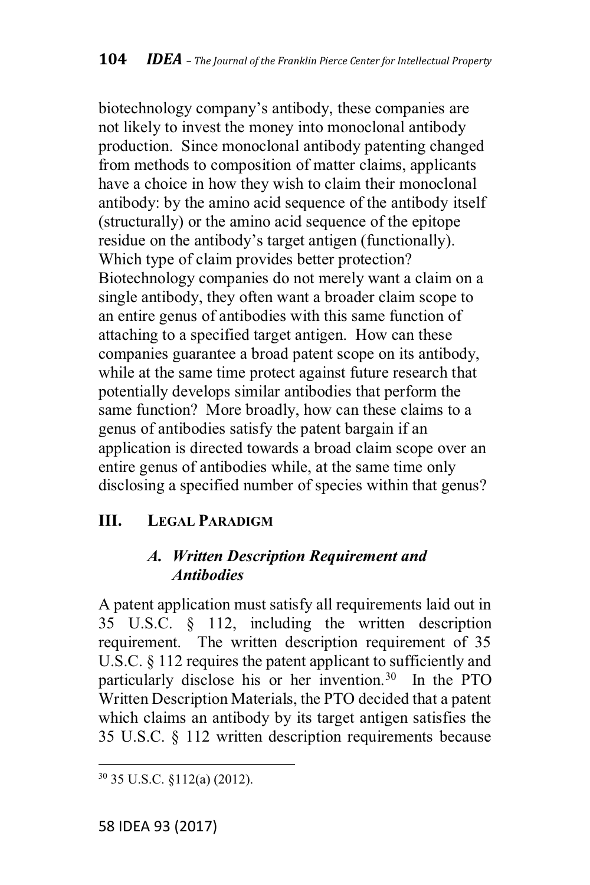biotechnology company's antibody, these companies are not likely to invest the money into monoclonal antibody production. Since monoclonal antibody patenting changed from methods to composition of matter claims, applicants have a choice in how they wish to claim their monoclonal antibody: by the amino acid sequence of the antibody itself (structurally) or the amino acid sequence of the epitope residue on the antibody's target antigen (functionally). Which type of claim provides better protection? Biotechnology companies do not merely want a claim on a single antibody, they often want a broader claim scope to an entire genus of antibodies with this same function of attaching to a specified target antigen. How can these companies guarantee a broad patent scope on its antibody, while at the same time protect against future research that potentially develops similar antibodies that perform the same function? More broadly, how can these claims to a genus of antibodies satisfy the patent bargain if an application is directed towards a broad claim scope over an entire genus of antibodies while, at the same time only disclosing a specified number of species within that genus?

## III. Legal Paradigm

### *A. Written Description Requirement and Antibodies*

A patent application must satisfy all requirements laid out in 35 U.S.C. § 112, including the written description requirement. The written description requirement of 35 U.S.C. § 112 requires the patent applicant to sufficiently and particularly disclose his or her invention.[30] In the PTO Written Description Materials, the PTO decided that a patent which claims an antibody by its target antigen satisfies the 35 U.S.C. § 112 written description requirements because

---

[30] 35 U.S.C. §112(a) (2012).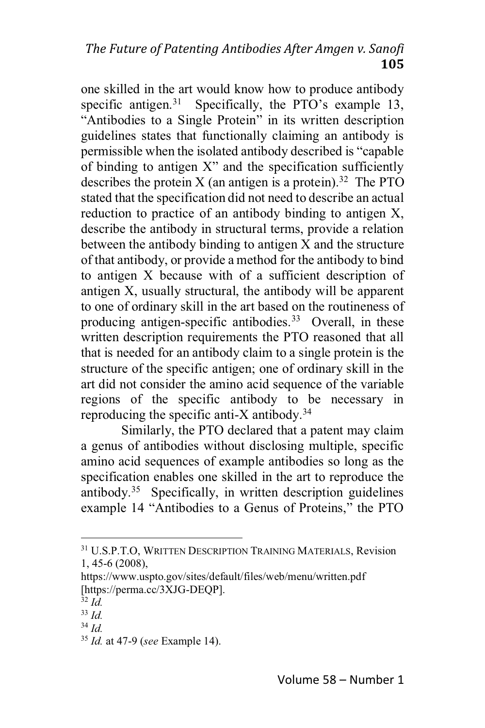one skilled in the art would know how to produce antibody specific antigen.[31] Specifically, the PTO's example 13, "Antibodies to a Single Protein" in its written description guidelines states that functionally claiming an antibody is permissible when the isolated antibody described is "capable of binding to antigen X" and the specification sufficiently describes the protein X (an antigen is a protein).[32] The PTO stated that the specification did not need to describe an actual reduction to practice of an antibody binding to antigen X, describe the antibody in structural terms, provide a relation between the antibody binding to antigen X and the structure of that antibody, or provide a method for the antibody to bind to antigen X because with of a sufficient description of antigen X, usually structural, the antibody will be apparent to one of ordinary skill in the art based on the routineness of producing antigen-specific antibodies.[33] Overall, in these written description requirements the PTO reasoned that all that is needed for an antibody claim to a single protein is the structure of the specific antigen; one of ordinary skill in the art did not consider the amino acid sequence of the variable regions of the specific antibody to be necessary in reproducing the specific anti-X antibody.[34]

Similarly, the PTO declared that a patent may claim a genus of antibodies without disclosing multiple, specific amino acid sequences of example antibodies so long as the specification enables one skilled in the art to reproduce the antibody.[35] Specifically, in written description guidelines example 14 "Antibodies to a Genus of Proteins," the PTO

---

[31] U.S.P.T.O, WRITTEN DESCRIPTION TRAINING MATERIALS, Revision 1, 45-6 (2008), https://www.uspto.gov/sites/default/files/web/menu/written.pdf [https://perma.cc/3XJG-DEQP].

[32] *Id.*

[33] *Id.*

[34] *Id.*

[35] *Id.* at 47-9 (*see* Example 14).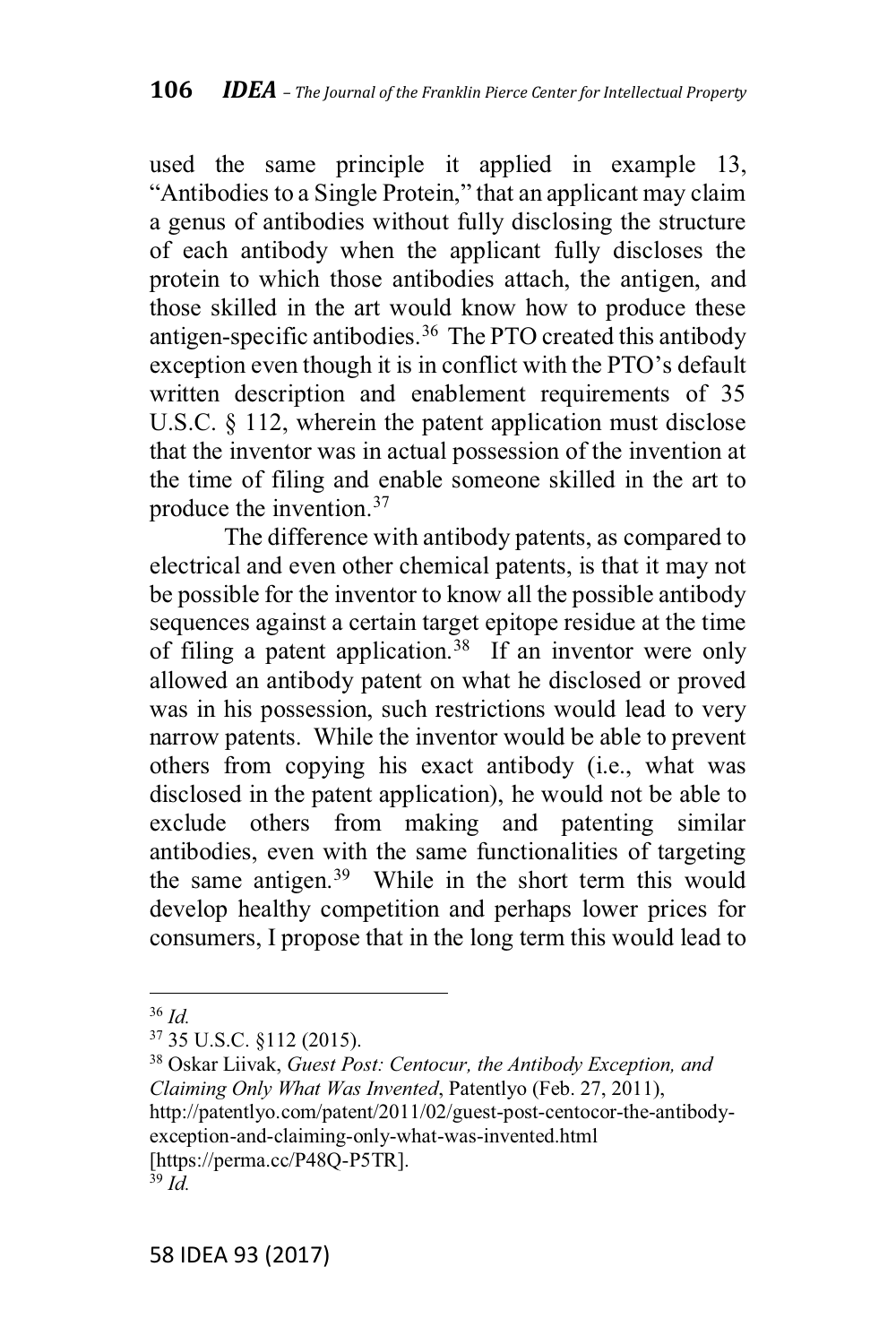used the same principle it applied in example 13, "Antibodies to a Single Protein," that an applicant may claim a genus of antibodies without fully disclosing the structure of each antibody when the applicant fully discloses the protein to which those antibodies attach, the antigen, and those skilled in the art would know how to produce these antigen-specific antibodies.[36] The PTO created this antibody exception even though it is in conflict with the PTO's default written description and enablement requirements of 35 U.S.C. § 112, wherein the patent application must disclose that the inventor was in actual possession of the invention at the time of filing and enable someone skilled in the art to produce the invention.[37]

The difference with antibody patents, as compared to electrical and even other chemical patents, is that it may not be possible for the inventor to know all the possible antibody sequences against a certain target epitope residue at the time of filing a patent application.[38] If an inventor were only allowed an antibody patent on what he disclosed or proved was in his possession, such restrictions would lead to very narrow patents. While the inventor would be able to prevent others from copying his exact antibody (i.e., what was disclosed in the patent application), he would not be able to exclude others from making and patenting similar antibodies, even with the same functionalities of targeting the same antigen.[39] While in the short term this would develop healthy competition and perhaps lower prices for consumers, I propose that in the long term this would lead to

---

[36] *Id.*

[37] 35 U.S.C. §112 (2015).

[38] Oskar Liivak, *Guest Post: Centocur, the Antibody Exception, and Claiming Only What Was Invented*, Patentlyo (Feb. 27, 2011), http://patentlyo.com/patent/2011/02/guest-post-centocor-the-antibody-exception-and-claiming-only-what-was-invented.html [https://perma.cc/P48Q-P5TR].

[39] *Id.*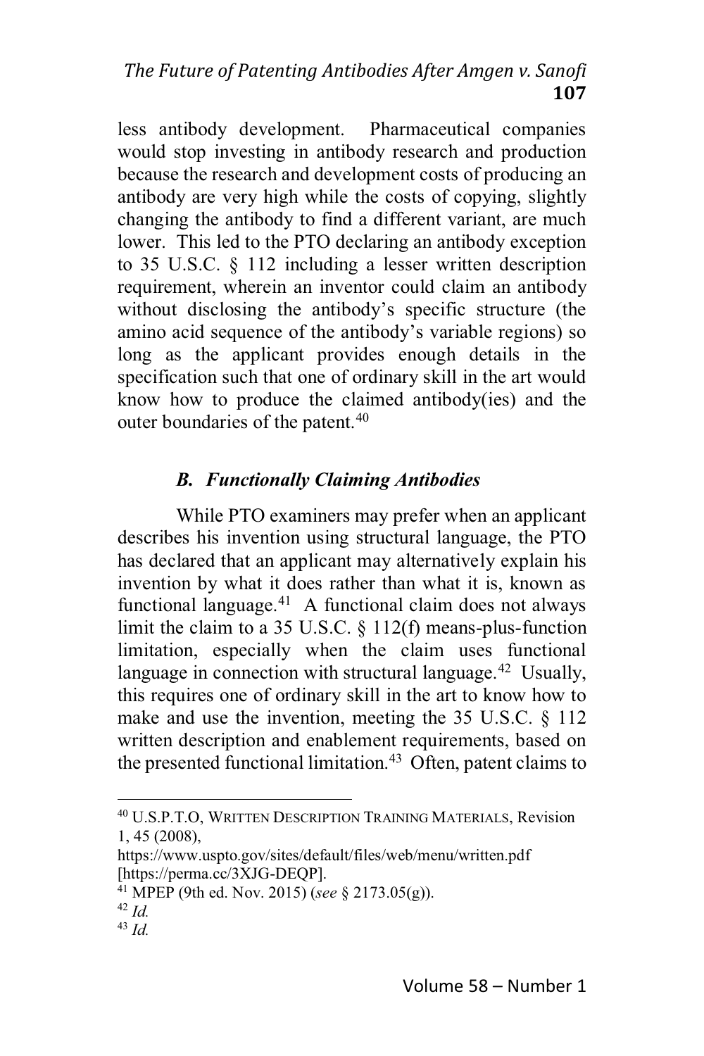less antibody development. Pharmaceutical companies would stop investing in antibody research and production because the research and development costs of producing an antibody are very high while the costs of copying, slightly changing the antibody to find a different variant, are much lower. This led to the PTO declaring an antibody exception to 35 U.S.C. § 112 including a lesser written description requirement, wherein an inventor could claim an antibody without disclosing the antibody's specific structure (the amino acid sequence of the antibody's variable regions) so long as the applicant provides enough details in the specification such that one of ordinary skill in the art would know how to produce the claimed antibody(ies) and the outer boundaries of the patent.[40]

### *B. Functionally Claiming Antibodies*

While PTO examiners may prefer when an applicant describes his invention using structural language, the PTO has declared that an applicant may alternatively explain his invention by what it does rather than what it is, known as functional language.[41] A functional claim does not always limit the claim to a 35 U.S.C. § 112(f) means-plus-function limitation, especially when the claim uses functional language in connection with structural language.[42] Usually, this requires one of ordinary skill in the art to know how to make and use the invention, meeting the 35 U.S.C. § 112 written description and enablement requirements, based on the presented functional limitation.[43] Often, patent claims to

---

[40] U.S.P.T.O, WRITTEN DESCRIPTION TRAINING MATERIALS, Revision 1, 45 (2008), https://www.uspto.gov/sites/default/files/web/menu/written.pdf [https://perma.cc/3XJG-DEQP].

[41] MPEP (9th ed. Nov. 2015) (*see* § 2173.05(g)).

[42] *Id.*

[43] *Id.*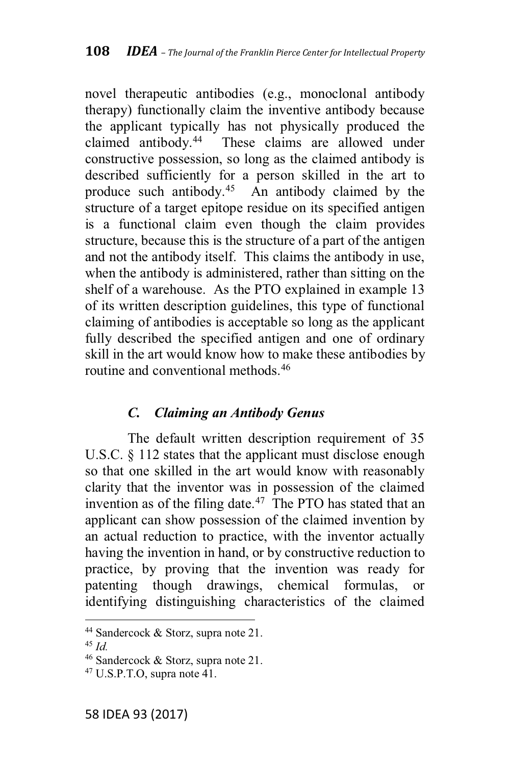novel therapeutic antibodies (e.g., monoclonal antibody therapy) functionally claim the inventive antibody because the applicant typically has not physically produced the claimed antibody.[44] These claims are allowed under constructive possession, so long as the claimed antibody is described sufficiently for a person skilled in the art to produce such antibody.[45] An antibody claimed by the structure of a target epitope residue on its specified antigen is a functional claim even though the claim provides structure, because this is the structure of a part of the antigen and not the antibody itself. This claims the antibody in use, when the antibody is administered, rather than sitting on the shelf of a warehouse. As the PTO explained in example 13 of its written description guidelines, this type of functional claiming of antibodies is acceptable so long as the applicant fully described the specified antigen and one of ordinary skill in the art would know how to make these antibodies by routine and conventional methods.[46]

### *C. Claiming an Antibody Genus*

The default written description requirement of 35 U.S.C. § 112 states that the applicant must disclose enough so that one skilled in the art would know with reasonably clarity that the inventor was in possession of the claimed invention as of the filing date.[47] The PTO has stated that an applicant can show possession of the claimed invention by an actual reduction to practice, with the inventor actually having the invention in hand, or by constructive reduction to practice, by proving that the invention was ready for patenting though drawings, chemical formulas, or identifying distinguishing characteristics of the claimed

---

[44] Sandercock & Storz, supra note 21.

[45] *Id.*

[46] Sandercock & Storz, supra note 21.

[47] U.S.P.T.O, supra note 41.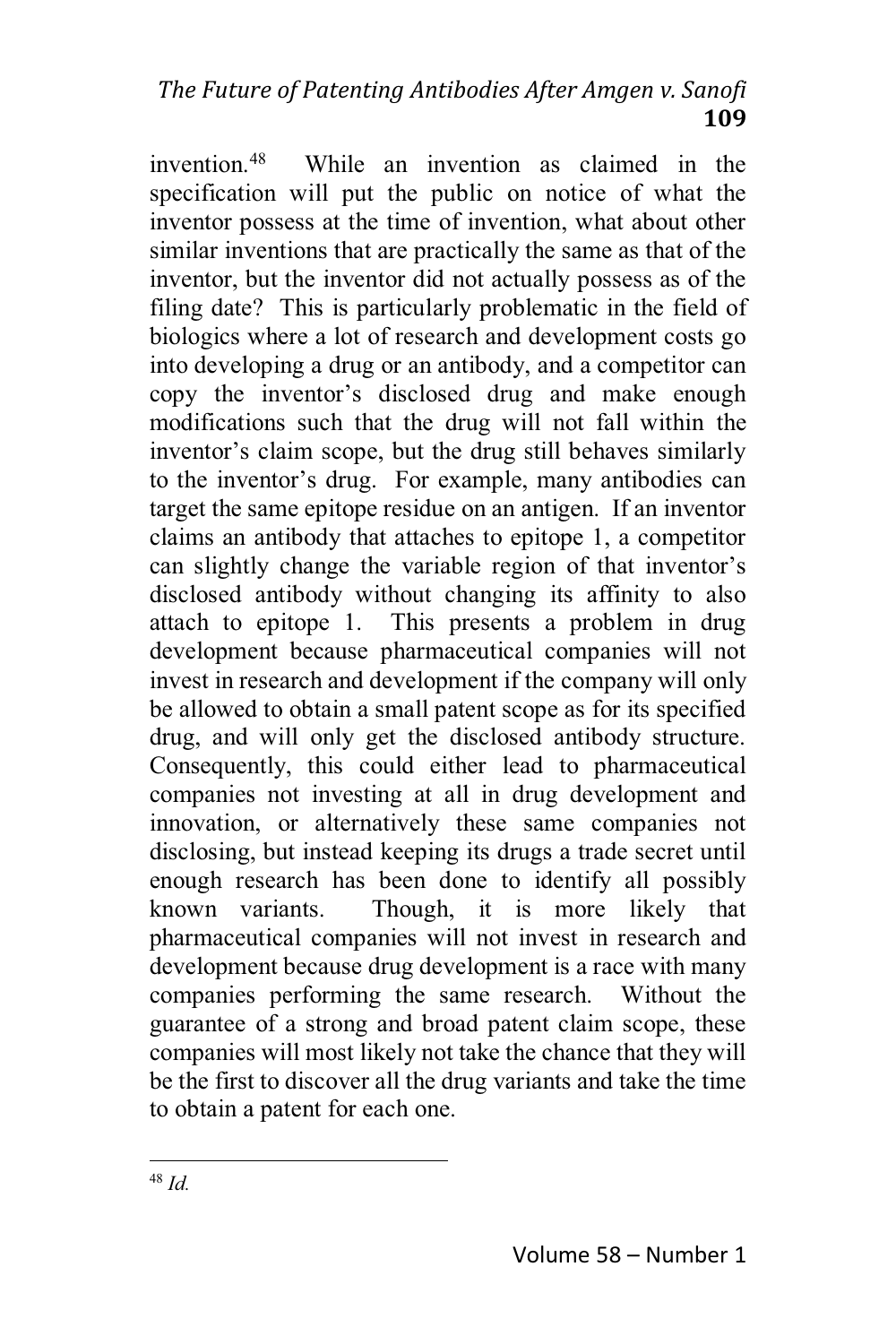invention.[48] While an invention as claimed in the specification will put the public on notice of what the inventor possess at the time of invention, what about other similar inventions that are practically the same as that of the inventor, but the inventor did not actually possess as of the filing date? This is particularly problematic in the field of biologics where a lot of research and development costs go into developing a drug or an antibody, and a competitor can copy the inventor's disclosed drug and make enough modifications such that the drug will not fall within the inventor's claim scope, but the drug still behaves similarly to the inventor's drug. For example, many antibodies can target the same epitope residue on an antigen. If an inventor claims an antibody that attaches to epitope 1, a competitor can slightly change the variable region of that inventor's disclosed antibody without changing its affinity to also attach to epitope 1. This presents a problem in drug development because pharmaceutical companies will not invest in research and development if the company will only be allowed to obtain a small patent scope as for its specified drug, and will only get the disclosed antibody structure. Consequently, this could either lead to pharmaceutical companies not investing at all in drug development and innovation, or alternatively these same companies not disclosing, but instead keeping its drugs a trade secret until enough research has been done to identify all possibly known variants. Though, it is more likely that pharmaceutical companies will not invest in research and development because drug development is a race with many companies performing the same research. Without the guarantee of a strong and broad patent claim scope, these companies will most likely not take the chance that they will be the first to discover all the drug variants and take the time to obtain a patent for each one.

---

[48] *Id.*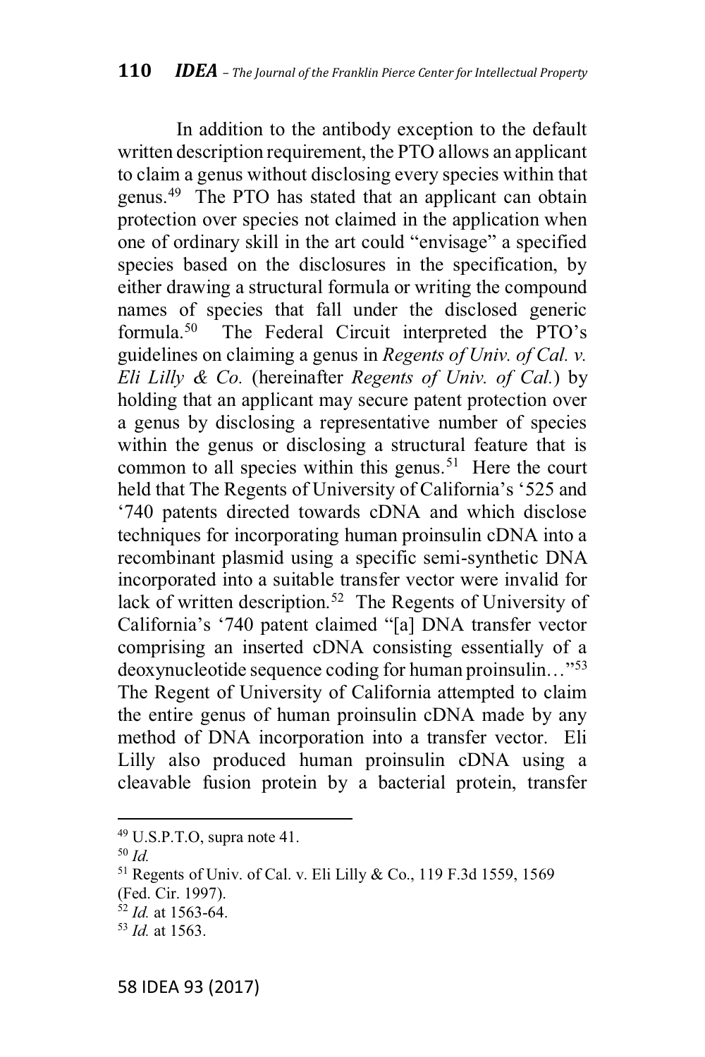In addition to the antibody exception to the default written description requirement, the PTO allows an applicant to claim a genus without disclosing every species within that genus.[49] The PTO has stated that an applicant can obtain protection over species not claimed in the application when one of ordinary skill in the art could "envisage" a specified species based on the disclosures in the specification, by either drawing a structural formula or writing the compound names of species that fall under the disclosed generic formula.[50] The Federal Circuit interpreted the PTO's guidelines on claiming a genus in *Regents of Univ. of Cal. v. Eli Lilly & Co.* (hereinafter *Regents of Univ. of Cal.*) by holding that an applicant may secure patent protection over a genus by disclosing a representative number of species within the genus or disclosing a structural feature that is common to all species within this genus.[51] Here the court held that The Regents of University of California's '525 and '740 patents directed towards cDNA and which disclose techniques for incorporating human proinsulin cDNA into a recombinant plasmid using a specific semi-synthetic DNA incorporated into a suitable transfer vector were invalid for lack of written description.[52] The Regents of University of California's '740 patent claimed "[a] DNA transfer vector comprising an inserted cDNA consisting essentially of a deoxynucleotide sequence coding for human proinsulin…"[53] The Regent of University of California attempted to claim the entire genus of human proinsulin cDNA made by any method of DNA incorporation into a transfer vector. Eli Lilly also produced human proinsulin cDNA using a cleavable fusion protein by a bacterial protein, transfer

---

[49] U.S.P.T.O, supra note 41.

[50] *Id.*

[51] Regents of Univ. of Cal. v. Eli Lilly & Co., 119 F.3d 1559, 1569 (Fed. Cir. 1997).

[52] *Id.* at 1563-64.

[53] *Id.* at 1563.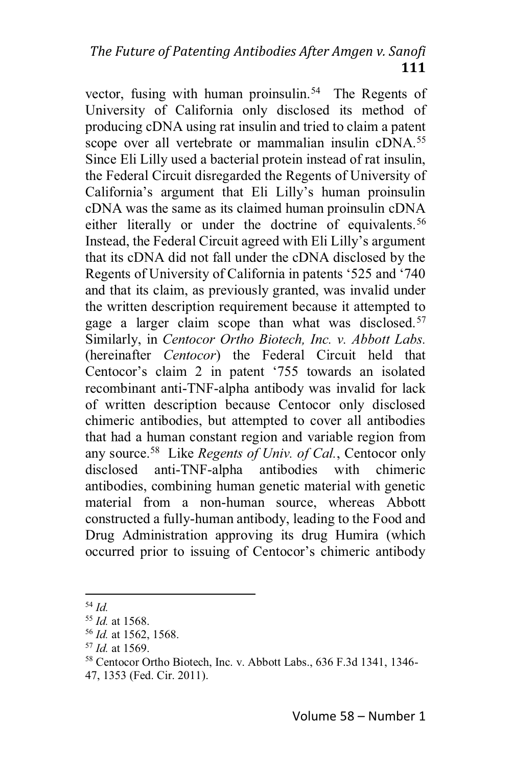vector, fusing with human proinsulin.[54] The Regents of University of California only disclosed its method of producing cDNA using rat insulin and tried to claim a patent scope over all vertebrate or mammalian insulin cDNA.[55] Since Eli Lilly used a bacterial protein instead of rat insulin, the Federal Circuit disregarded the Regents of University of California's argument that Eli Lilly's human proinsulin cDNA was the same as its claimed human proinsulin cDNA either literally or under the doctrine of equivalents.[56] Instead, the Federal Circuit agreed with Eli Lilly's argument that its cDNA did not fall under the cDNA disclosed by the Regents of University of California in patents '525 and '740 and that its claim, as previously granted, was invalid under the written description requirement because it attempted to gage a larger claim scope than what was disclosed.[57] Similarly, in *Centocor Ortho Biotech, Inc. v. Abbott Labs.* (hereinafter *Centocor*) the Federal Circuit held that Centocor's claim 2 in patent '755 towards an isolated recombinant anti-TNF-alpha antibody was invalid for lack of written description because Centocor only disclosed chimeric antibodies, but attempted to cover all antibodies that had a human constant region and variable region from any source.[58] Like *Regents of Univ. of Cal.*, Centocor only disclosed anti-TNF-alpha antibodies with chimeric antibodies, combining human genetic material with genetic material from a non-human source, whereas Abbott constructed a fully-human antibody, leading to the Food and Drug Administration approving its drug Humira (which occurred prior to issuing of Centocor's chimeric antibody

---

[54] *Id.*

[55] *Id.* at 1568.

[56] *Id.* at 1562, 1568.

[57] *Id.* at 1569.

[58] Centocor Ortho Biotech, Inc. v. Abbott Labs., 636 F.3d 1341, 1346-47, 1353 (Fed. Cir. 2011).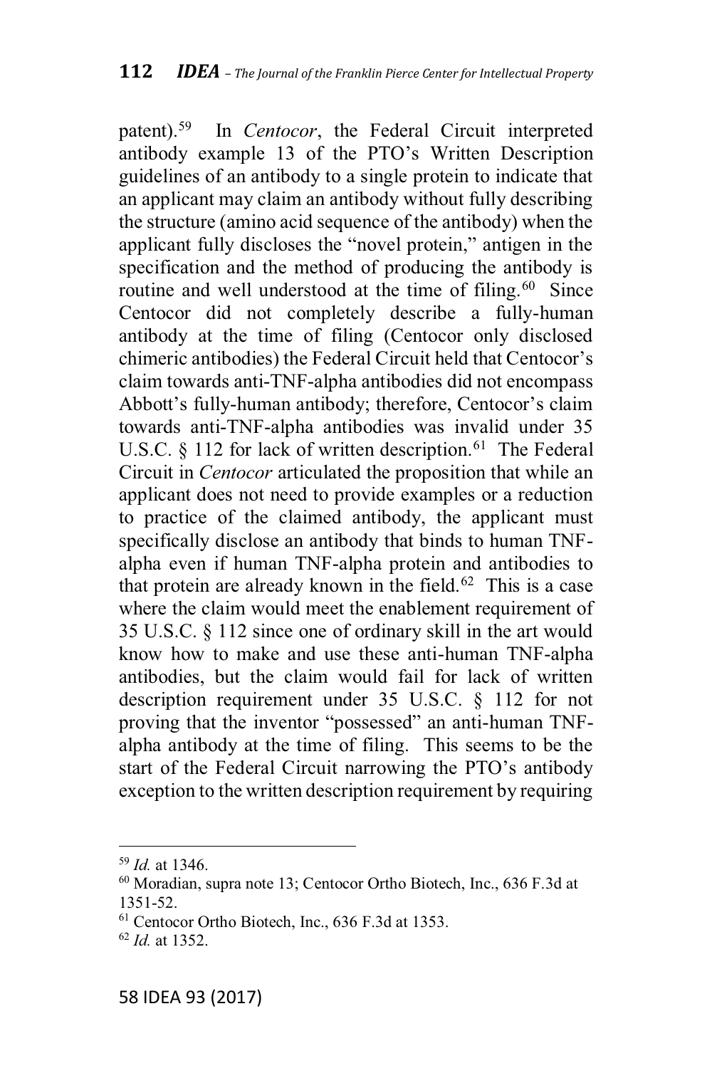patent).[59] In *Centocor*, the Federal Circuit interpreted antibody example 13 of the PTO's Written Description guidelines of an antibody to a single protein to indicate that an applicant may claim an antibody without fully describing the structure (amino acid sequence of the antibody) when the applicant fully discloses the "novel protein," antigen in the specification and the method of producing the antibody is routine and well understood at the time of filing.[60] Since Centocor did not completely describe a fully-human antibody at the time of filing (Centocor only disclosed chimeric antibodies) the Federal Circuit held that Centocor's claim towards anti-TNF-alpha antibodies did not encompass Abbott's fully-human antibody; therefore, Centocor's claim towards anti-TNF-alpha antibodies was invalid under 35 U.S.C. § 112 for lack of written description.[61] The Federal Circuit in *Centocor* articulated the proposition that while an applicant does not need to provide examples or a reduction to practice of the claimed antibody, the applicant must specifically disclose an antibody that binds to human TNF-alpha even if human TNF-alpha protein and antibodies to that protein are already known in the field.[62] This is a case where the claim would meet the enablement requirement of 35 U.S.C. § 112 since one of ordinary skill in the art would know how to make and use these anti-human TNF-alpha antibodies, but the claim would fail for lack of written description requirement under 35 U.S.C. § 112 for not proving that the inventor "possessed" an anti-human TNF-alpha antibody at the time of filing. This seems to be the start of the Federal Circuit narrowing the PTO's antibody exception to the written description requirement by requiring

---

[59] *Id.* at 1346.

[60] Moradian, supra note 13; Centocor Ortho Biotech, Inc., 636 F.3d at 1351-52.

[61] Centocor Ortho Biotech, Inc., 636 F.3d at 1353.

[62] *Id.* at 1352.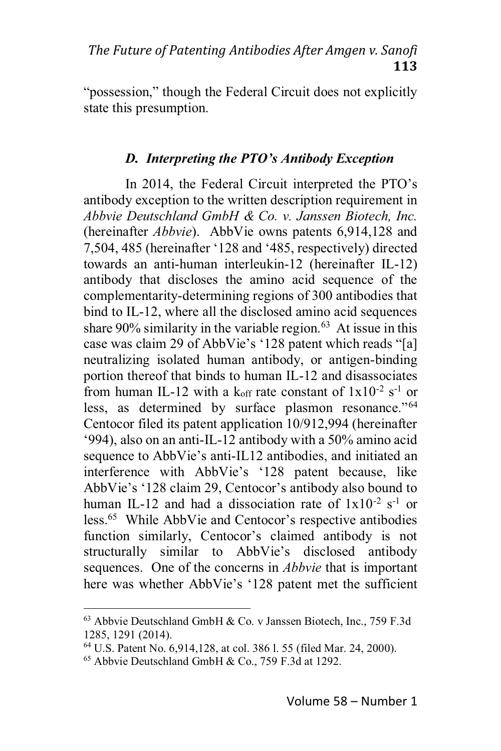"possession," though the Federal Circuit does not explicitly state this presumption.

### *D. Interpreting the PTO's Antibody Exception*

In 2014, the Federal Circuit interpreted the PTO's antibody exception to the written description requirement in *Abbvie Deutschland GmbH & Co. v. Janssen Biotech, Inc.* (hereinafter *Abbvie*). AbbVie owns patents 6,914,128 and 7,504, 485 (hereinafter '128 and '485, respectively) directed towards an anti-human interleukin-12 (hereinafter IL-12) antibody that discloses the amino acid sequence of the complementarity-determining regions of 300 antibodies that bind to IL-12, where all the disclosed amino acid sequences share 90% similarity in the variable region.[63] At issue in this case was claim 29 of AbbVie's '128 patent which reads "[a] neutralizing isolated human antibody, or antigen-binding portion thereof that binds to human IL-12 and disassociates from human IL-12 with a $k_{off}$ rate constant of $1x10^{-2}$ $s^{-1}$ or less, as determined by surface plasmon resonance."[64] Centocor filed its patent application 10/912,994 (hereinafter '994), also on an anti-IL-12 antibody with a 50% amino acid sequence to AbbVie's anti-IL12 antibodies, and initiated an interference with AbbVie's '128 patent because, like AbbVie's '128 claim 29, Centocor's antibody also bound to human IL-12 and had a dissociation rate of $1x10^{-2}$ $s^{-1}$ or less.[65] While AbbVie and Centocor's respective antibodies function similarly, Centocor's claimed antibody is not structurally similar to AbbVie's disclosed antibody sequences. One of the concerns in *Abbvie* that is important here was whether AbbVie's '128 patent met the sufficient

---

[63] Abbvie Deutschland GmbH & Co. v Janssen Biotech, Inc., 759 F.3d 1285, 1291 (2014).

[64] U.S. Patent No. 6,914,128, at col. 386 l. 55 (filed Mar. 24, 2000).

[65] Abbvie Deutschland GmbH & Co., 759 F.3d at 1292.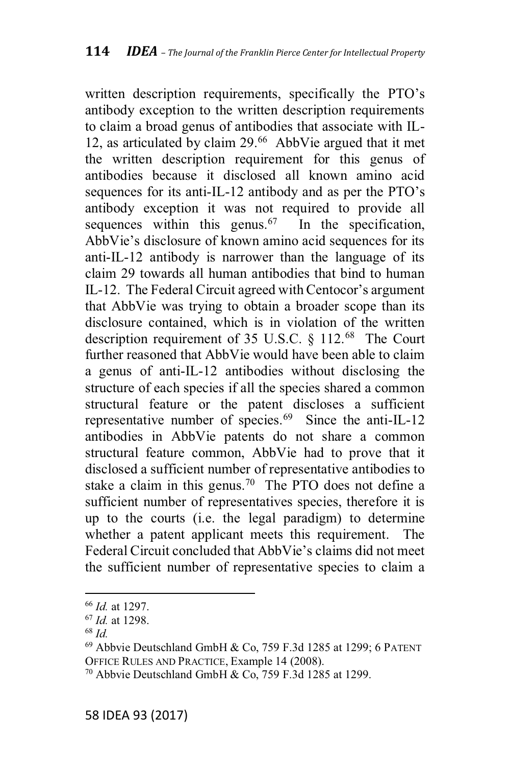written description requirements, specifically the PTO's antibody exception to the written description requirements to claim a broad genus of antibodies that associate with IL-12, as articulated by claim 29.[66] AbbVie argued that it met the written description requirement for this genus of antibodies because it disclosed all known amino acid sequences for its anti-IL-12 antibody and as per the PTO's antibody exception it was not required to provide all sequences within this genus.[67] In the specification, AbbVie's disclosure of known amino acid sequences for its anti-IL-12 antibody is narrower than the language of its claim 29 towards all human antibodies that bind to human IL-12. The Federal Circuit agreed with Centocor's argument that AbbVie was trying to obtain a broader scope than its disclosure contained, which is in violation of the written description requirement of 35 U.S.C. § 112.[68] The Court further reasoned that AbbVie would have been able to claim a genus of anti-IL-12 antibodies without disclosing the structure of each species if all the species shared a common structural feature or the patent discloses a sufficient representative number of species.[69] Since the anti-IL-12 antibodies in AbbVie patents do not share a common structural feature common, AbbVie had to prove that it disclosed a sufficient number of representative antibodies to stake a claim in this genus.[70] The PTO does not define a sufficient number of representatives species, therefore it is up to the courts (i.e. the legal paradigm) to determine whether a patent applicant meets this requirement. The Federal Circuit concluded that AbbVie's claims did not meet the sufficient number of representative species to claim a

---

[66] *Id.* at 1297.

[67] *Id.* at 1298.

[68] *Id.*

[69] Abbvie Deutschland GmbH & Co, 759 F.3d 1285 at 1299; 6 PATENT OFFICE RULES AND PRACTICE, Example 14 (2008).

[70] Abbvie Deutschland GmbH & Co, 759 F.3d 1285 at 1299.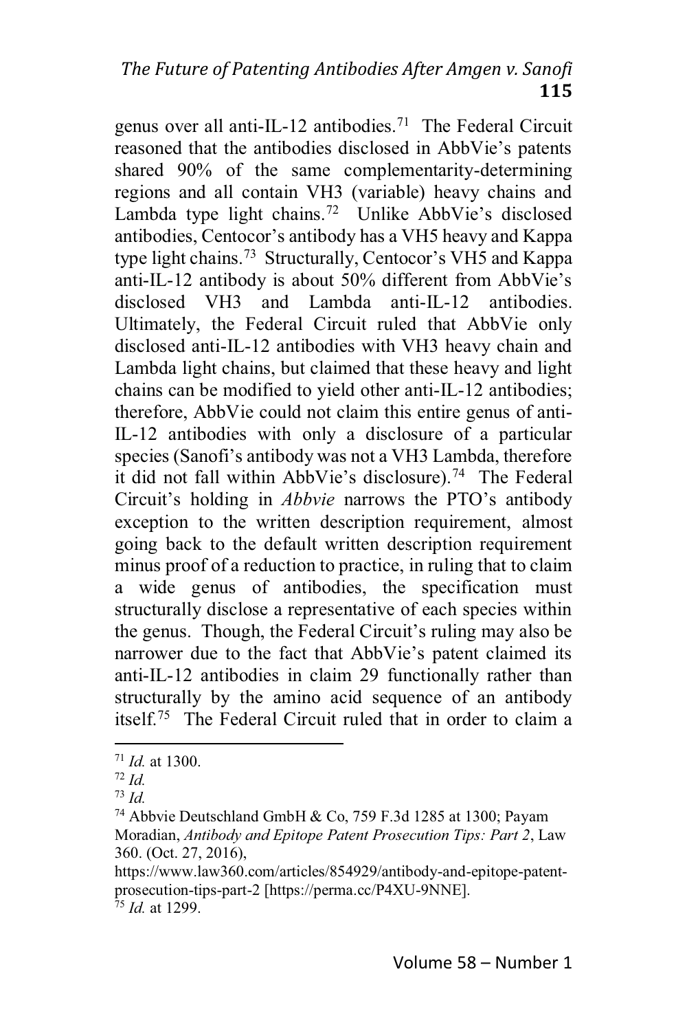genus over all anti-IL-12 antibodies.[71] The Federal Circuit reasoned that the antibodies disclosed in AbbVie's patents shared 90% of the same complementarity-determining regions and all contain VH3 (variable) heavy chains and Lambda type light chains.[72] Unlike AbbVie's disclosed antibodies, Centocor's antibody has a VH5 heavy and Kappa type light chains.[73] Structurally, Centocor's VH5 and Kappa anti-IL-12 antibody is about 50% different from AbbVie's disclosed VH3 and Lambda anti-IL-12 antibodies. Ultimately, the Federal Circuit ruled that AbbVie only disclosed anti-IL-12 antibodies with VH3 heavy chain and Lambda light chains, but claimed that these heavy and light chains can be modified to yield other anti-IL-12 antibodies; therefore, AbbVie could not claim this entire genus of anti-IL-12 antibodies with only a disclosure of a particular species (Sanofi's antibody was not a VH3 Lambda, therefore it did not fall within AbbVie's disclosure).[74] The Federal Circuit's holding in *Abbvie* narrows the PTO's antibody exception to the written description requirement, almost going back to the default written description requirement minus proof of a reduction to practice, in ruling that to claim a wide genus of antibodies, the specification must structurally disclose a representative of each species within the genus. Though, the Federal Circuit's ruling may also be narrower due to the fact that AbbVie's patent claimed its anti-IL-12 antibodies in claim 29 functionally rather than structurally by the amino acid sequence of an antibody itself.[75] The Federal Circuit ruled that in order to claim a

---

[71] *Id.* at 1300.

[72] *Id.*

[73] *Id.*

[74] Abbvie Deutschland GmbH & Co, 759 F.3d 1285 at 1300; Payam Moradian, *Antibody and Epitope Patent Prosecution Tips: Part 2*, Law 360. (Oct. 27, 2016), https://www.law360.com/articles/854929/antibody-and-epitope-patent-prosecution-tips-part-2 [https://perma.cc/P4XU-9NNE].

[75] *Id.* at 1299.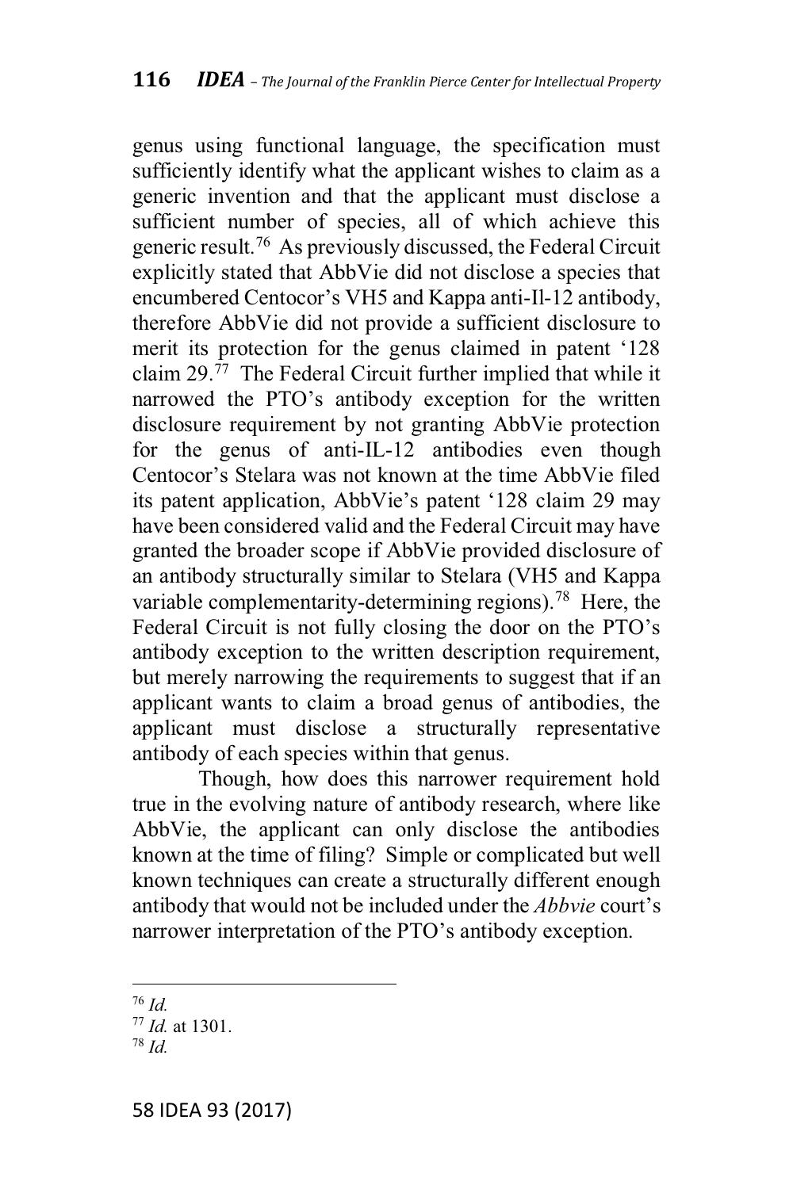genus using functional language, the specification must sufficiently identify what the applicant wishes to claim as a generic invention and that the applicant must disclose a sufficient number of species, all of which achieve this generic result.[76] As previously discussed, the Federal Circuit explicitly stated that AbbVie did not disclose a species that encumbered Centocor's VH5 and Kappa anti-Il-12 antibody, therefore AbbVie did not provide a sufficient disclosure to merit its protection for the genus claimed in patent '128 claim 29.[77] The Federal Circuit further implied that while it narrowed the PTO's antibody exception for the written disclosure requirement by not granting AbbVie protection for the genus of anti-IL-12 antibodies even though Centocor's Stelara was not known at the time AbbVie filed its patent application, AbbVie's patent '128 claim 29 may have been considered valid and the Federal Circuit may have granted the broader scope if AbbVie provided disclosure of an antibody structurally similar to Stelara (VH5 and Kappa variable complementarity-determining regions).[78] Here, the Federal Circuit is not fully closing the door on the PTO's antibody exception to the written description requirement, but merely narrowing the requirements to suggest that if an applicant wants to claim a broad genus of antibodies, the applicant must disclose a structurally representative antibody of each species within that genus.

Though, how does this narrower requirement hold true in the evolving nature of antibody research, where like AbbVie, the applicant can only disclose the antibodies known at the time of filing? Simple or complicated but well known techniques can create a structurally different enough antibody that would not be included under the *Abbvie* court's narrower interpretation of the PTO's antibody exception.

---

[76] *Id.*

[77] *Id.* at 1301.

[78] *Id.*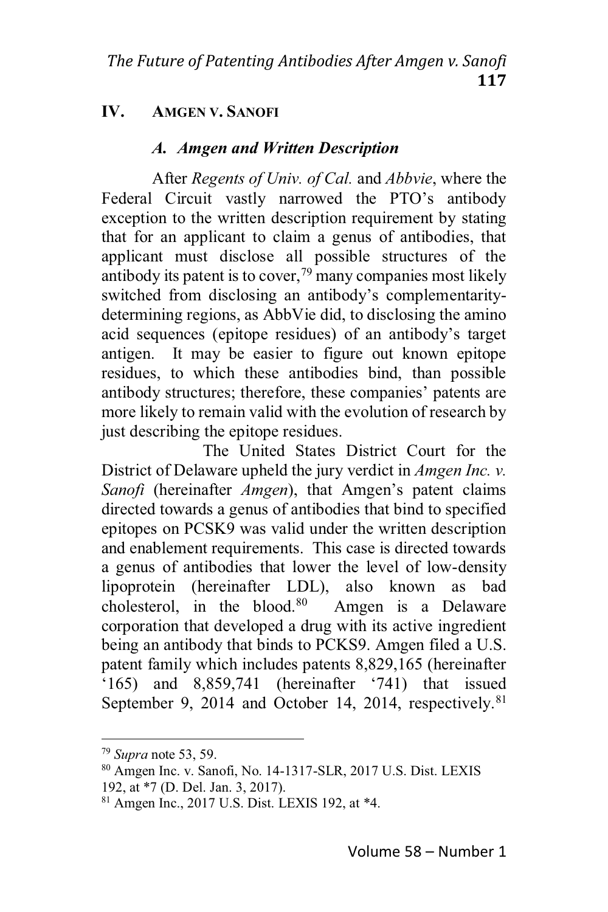## IV. AMGEN V. SANOFI

### *A. Amgen and Written Description*

After *Regents of Univ. of Cal.* and *Abbvie*, where the Federal Circuit vastly narrowed the PTO's antibody exception to the written description requirement by stating that for an applicant to claim a genus of antibodies, that applicant must disclose all possible structures of the antibody its patent is to cover,[79] many companies most likely switched from disclosing an antibody's complementarity-determining regions, as AbbVie did, to disclosing the amino acid sequences (epitope residues) of an antibody's target antigen. It may be easier to figure out known epitope residues, to which these antibodies bind, than possible antibody structures; therefore, these companies' patents are more likely to remain valid with the evolution of research by just describing the epitope residues.

The United States District Court for the District of Delaware upheld the jury verdict in *Amgen Inc. v. Sanofi* (hereinafter *Amgen*), that Amgen's patent claims directed towards a genus of antibodies that bind to specified epitopes on PCSK9 was valid under the written description and enablement requirements. This case is directed towards a genus of antibodies that lower the level of low-density lipoprotein (hereinafter LDL), also known as bad cholesterol, in the blood.[80] Amgen is a Delaware corporation that developed a drug with its active ingredient being an antibody that binds to PCKS9. Amgen filed a U.S. patent family which includes patents 8,829,165 (hereinafter '165) and 8,859,741 (hereinafter '741) that issued September 9, 2014 and October 14, 2014, respectively.[81]

---

[79] *Supra* note 53, 59.

[80] Amgen Inc. v. Sanofi, No. 14-1317-SLR, 2017 U.S. Dist. LEXIS 192, at *7 (D. Del. Jan. 3, 2017).

[81] Amgen Inc., 2017 U.S. Dist. LEXIS 192, at *4.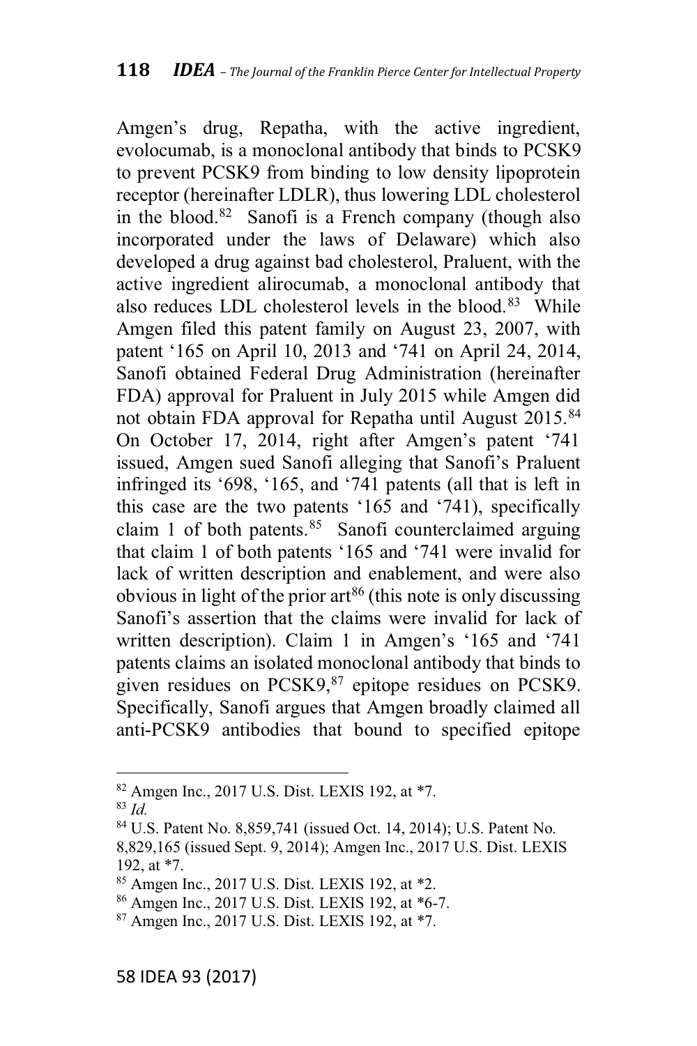Amgen's drug, Repatha, with the active ingredient, evolocumab, is a monoclonal antibody that binds to PCSK9 to prevent PCSK9 from binding to low density lipoprotein receptor (hereinafter LDLR), thus lowering LDL cholesterol in the blood.[82] Sanofi is a French company (though also incorporated under the laws of Delaware) which also developed a drug against bad cholesterol, Praluent, with the active ingredient alirocumab, a monoclonal antibody that also reduces LDL cholesterol levels in the blood.[83] While Amgen filed this patent family on August 23, 2007, with patent '165 on April 10, 2013 and '741 on April 24, 2014, Sanofi obtained Federal Drug Administration (hereinafter FDA) approval for Praluent in July 2015 while Amgen did not obtain FDA approval for Repatha until August 2015.[84] On October 17, 2014, right after Amgen's patent '741 issued, Amgen sued Sanofi alleging that Sanofi's Praluent infringed its '698, '165, and '741 patents (all that is left in this case are the two patents '165 and '741), specifically claim 1 of both patents.[85] Sanofi counterclaimed arguing that claim 1 of both patents '165 and '741 were invalid for lack of written description and enablement, and were also obvious in light of the prior art[86] (this note is only discussing Sanofi's assertion that the claims were invalid for lack of written description). Claim 1 in Amgen's '165 and '741 patents claims an isolated monoclonal antibody that binds to given residues on PCSK9,[87] epitope residues on PCSK9. Specifically, Sanofi argues that Amgen broadly claimed all anti-PCSK9 antibodies that bound to specified epitope

---

[82] Amgen Inc., 2017 U.S. Dist. LEXIS 192, at *7.

[83] *Id.*

[84] U.S. Patent No. 8,859,741 (issued Oct. 14, 2014); U.S. Patent No. 8,829,165 (issued Sept. 9, 2014); Amgen Inc., 2017 U.S. Dist. LEXIS 192, at *7.

[85] Amgen Inc., 2017 U.S. Dist. LEXIS 192, at *2.

[86] Amgen Inc., 2017 U.S. Dist. LEXIS 192, at *6-7.

[87] Amgen Inc., 2017 U.S. Dist. LEXIS 192, at *7.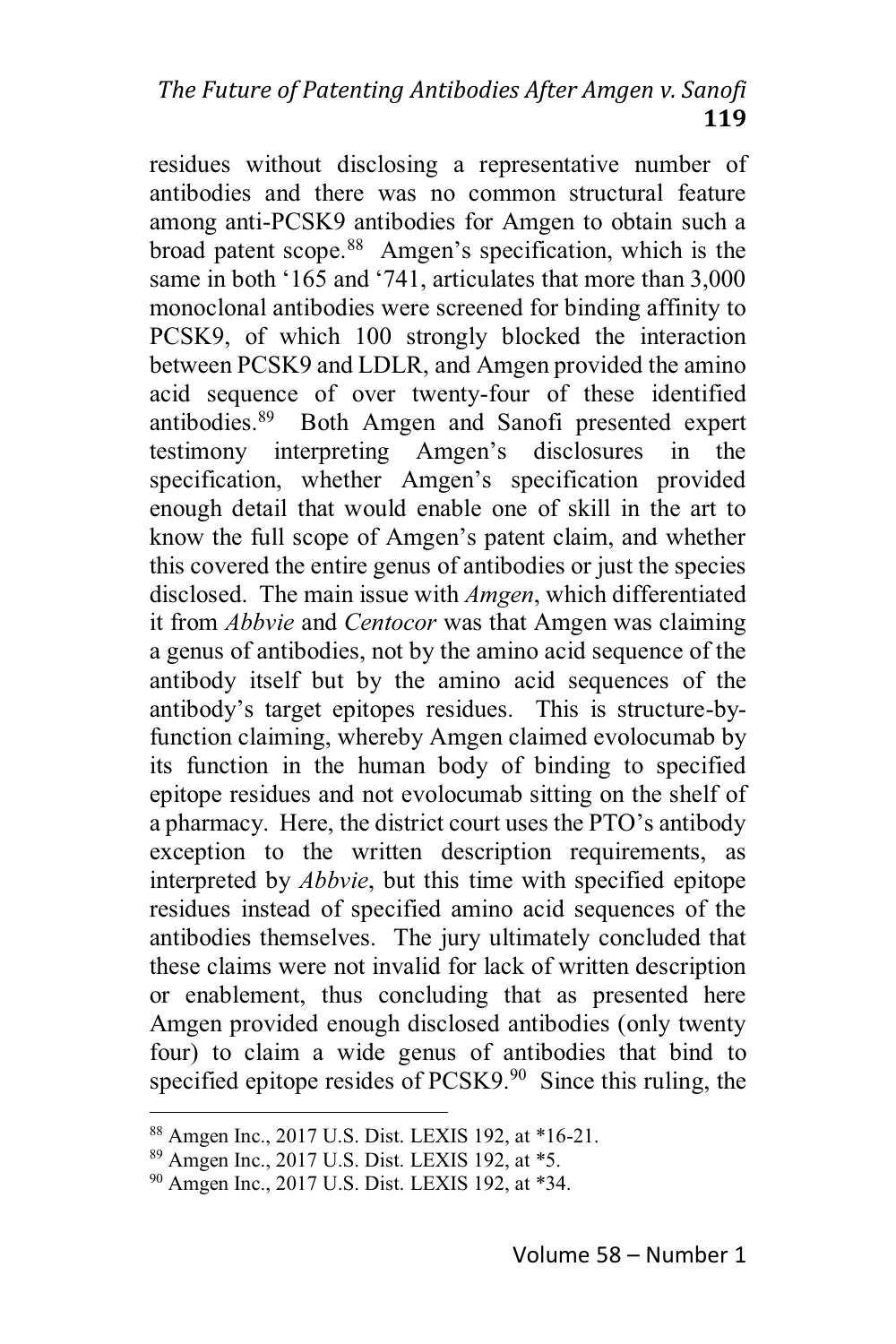residues without disclosing a representative number of antibodies and there was no common structural feature among anti-PCSK9 antibodies for Amgen to obtain such a broad patent scope.[88] Amgen's specification, which is the same in both '165 and '741, articulates that more than 3,000 monoclonal antibodies were screened for binding affinity to PCSK9, of which 100 strongly blocked the interaction between PCSK9 and LDLR, and Amgen provided the amino acid sequence of over twenty-four of these identified antibodies.[89] Both Amgen and Sanofi presented expert testimony interpreting Amgen's disclosures in the specification, whether Amgen's specification provided enough detail that would enable one of skill in the art to know the full scope of Amgen's patent claim, and whether this covered the entire genus of antibodies or just the species disclosed. The main issue with *Amgen*, which differentiated it from *Abbvie* and *Centocor* was that Amgen was claiming a genus of antibodies, not by the amino acid sequence of the antibody itself but by the amino acid sequences of the antibody's target epitopes residues. This is structure-by-function claiming, whereby Amgen claimed evolocumab by its function in the human body of binding to specified epitope residues and not evolocumab sitting on the shelf of a pharmacy. Here, the district court uses the PTO's antibody exception to the written description requirements, as interpreted by *Abbvie*, but this time with specified epitope residues instead of specified amino acid sequences of the antibodies themselves. The jury ultimately concluded that these claims were not invalid for lack of written description or enablement, thus concluding that as presented here Amgen provided enough disclosed antibodies (only twenty four) to claim a wide genus of antibodies that bind to specified epitope resides of PCSK9.[90] Since this ruling, the

---

[88] Amgen Inc., 2017 U.S. Dist. LEXIS 192, at *16-21.

[89] Amgen Inc., 2017 U.S. Dist. LEXIS 192, at *5.

[90] Amgen Inc., 2017 U.S. Dist. LEXIS 192, at *34.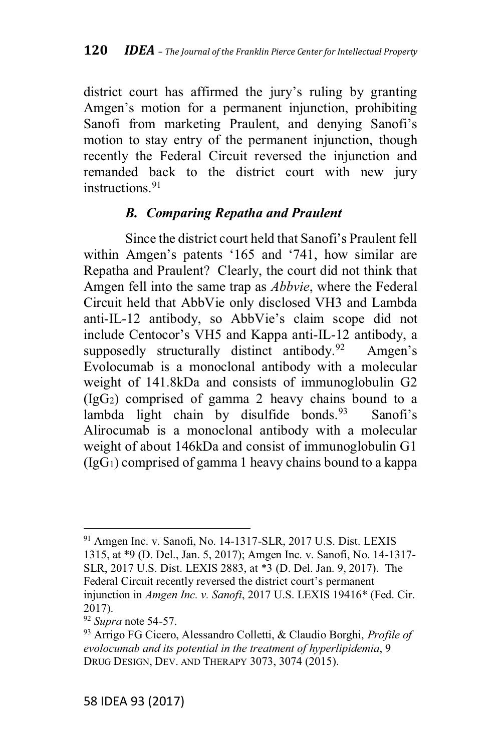district court has affirmed the jury's ruling by granting Amgen's motion for a permanent injunction, prohibiting Sanofi from marketing Praulent, and denying Sanofi's motion to stay entry of the permanent injunction, though recently the Federal Circuit reversed the injunction and remanded back to the district court with new jury instructions.[91]

### *B. Comparing Repatha and Praulent*

Since the district court held that Sanofi's Praulent fell within Amgen's patents '165 and '741, how similar are Repatha and Praulent? Clearly, the court did not think that Amgen fell into the same trap as *Abbvie*, where the Federal Circuit held that AbbVie only disclosed VH3 and Lambda anti-IL-12 antibody, so AbbVie's claim scope did not include Centocor's VH5 and Kappa anti-IL-12 antibody, a supposedly structurally distinct antibody.[92] Amgen's Evolocumab is a monoclonal antibody with a molecular weight of 141.8kDa and consists of immunoglobulin G2 ($IgG_2$) comprised of gamma 2 heavy chains bound to a lambda light chain by disulfide bonds.[93] Sanofi's Alirocumab is a monoclonal antibody with a molecular weight of about 146kDa and consist of immunoglobulin G1 ($IgG_1$) comprised of gamma 1 heavy chains bound to a kappa

---

[91] Amgen Inc. v. Sanofi, No. 14-1317-SLR, 2017 U.S. Dist. LEXIS 1315, at *9 (D. Del., Jan. 5, 2017); Amgen Inc. v. Sanofi, No. 14-1317-SLR, 2017 U.S. Dist. LEXIS 2883, at *3 (D. Del. Jan. 9, 2017). The Federal Circuit recently reversed the district court's permanent injunction in *Amgen Inc. v. Sanofi*, 2017 U.S. LEXIS 19416* (Fed. Cir. 2017).

[92] *Supra* note 54-57.

[93] Arrigo FG Cicero, Alessandro Colletti, & Claudio Borghi, *Profile of evolocumab and its potential in the treatment of hyperlipidemia*, 9 DRUG DESIGN, DEV. AND THERAPY 3073, 3074 (2015).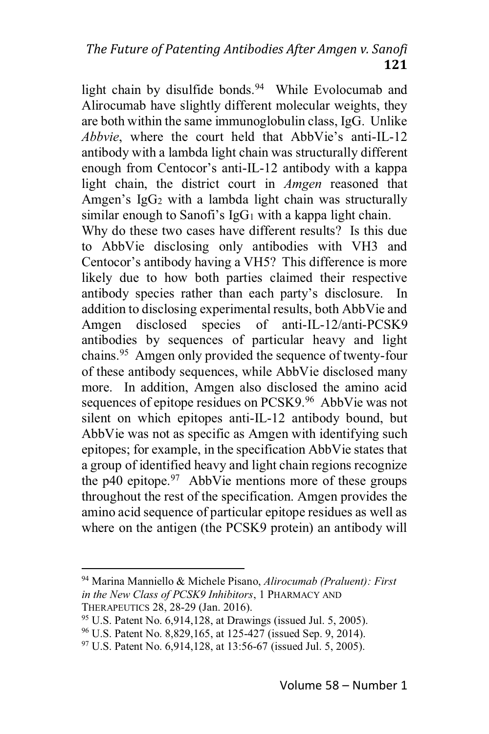light chain by disulfide bonds.[94] While Evolocumab and Alirocumab have slightly different molecular weights, they are both within the same immunoglobulin class, IgG. Unlike *Abbvie*, where the court held that AbbVie's anti-IL-12 antibody with a lambda light chain was structurally different enough from Centocor's anti-IL-12 antibody with a kappa light chain, the district court in *Amgen* reasoned that Amgen's $IgG_2$ with a lambda light chain was structurally similar enough to Sanofi's $IgG_1$ with a kappa light chain.

Why do these two cases have different results? Is this due to AbbVie disclosing only antibodies with VH3 and Centocor's antibody having a VH5? This difference is more likely due to how both parties claimed their respective antibody species rather than each party's disclosure. In addition to disclosing experimental results, both AbbVie and Amgen disclosed species of anti-IL-12/anti-PCSK9 antibodies by sequences of particular heavy and light chains.[95] Amgen only provided the sequence of twenty-four of these antibody sequences, while AbbVie disclosed many more. In addition, Amgen also disclosed the amino acid sequences of epitope residues on PCSK9.[96] AbbVie was not silent on which epitopes anti-IL-12 antibody bound, but AbbVie was not as specific as Amgen with identifying such epitopes; for example, in the specification AbbVie states that a group of identified heavy and light chain regions recognize the p40 epitope.[97] AbbVie mentions more of these groups throughout the rest of the specification. Amgen provides the amino acid sequence of particular epitope residues as well as where on the antigen (the PCSK9 protein) an antibody will

---

[94] Marina Manniello & Michele Pisano, *Alirocumab (Praluent): First in the New Class of PCSK9 Inhibitors*, 1 PHARMACY AND THERAPEUTICS 28, 28-29 (Jan. 2016).

[95] U.S. Patent No. 6,914,128, at Drawings (issued Jul. 5, 2005).

[96] U.S. Patent No. 8,829,165, at 125-427 (issued Sep. 9, 2014).

[97] U.S. Patent No. 6,914,128, at 13:56-67 (issued Jul. 5, 2005).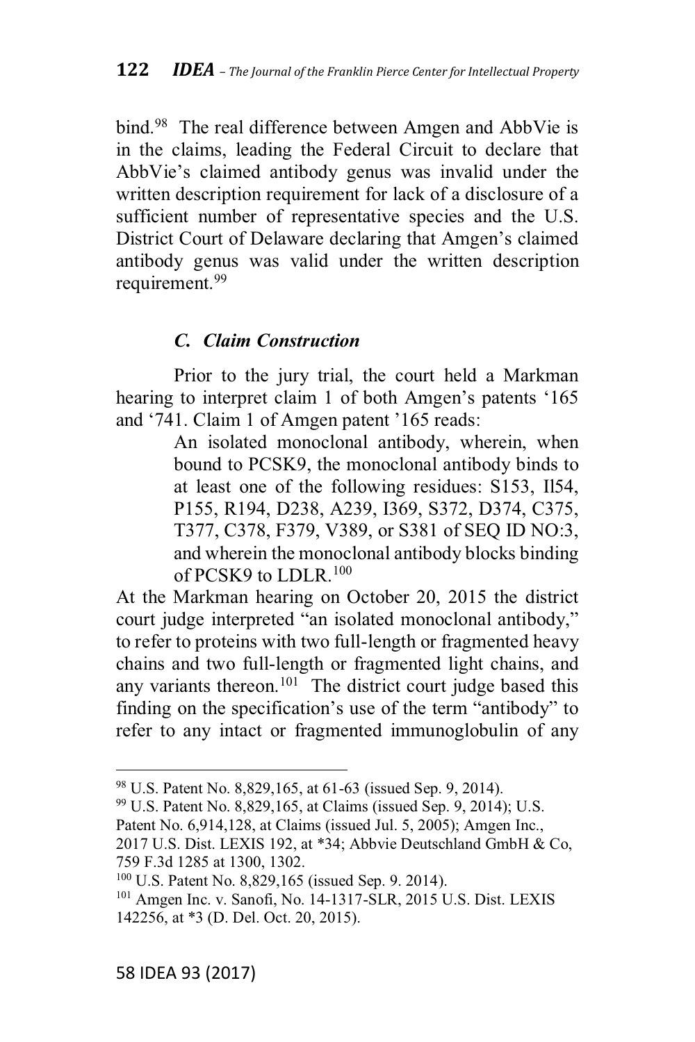bind.[98] The real difference between Amgen and AbbVie is in the claims, leading the Federal Circuit to declare that AbbVie's claimed antibody genus was invalid under the written description requirement for lack of a disclosure of a sufficient number of representative species and the U.S. District Court of Delaware declaring that Amgen's claimed antibody genus was valid under the written description requirement.[99]

### *C. Claim Construction*

Prior to the jury trial, the court held a Markman hearing to interpret claim 1 of both Amgen's patents '165 and '741. Claim 1 of Amgen patent '165 reads:

> An isolated monoclonal antibody, wherein, when bound to PCSK9, the monoclonal antibody binds to at least one of the following residues: S153, Il54, P155, R194, D238, A239, I369, S372, D374, C375, T377, C378, F379, V389, or S381 of SEQ ID NO:3, and wherein the monoclonal antibody blocks binding of PCSK9 to LDLR.[100]

At the Markman hearing on October 20, 2015 the district court judge interpreted "an isolated monoclonal antibody," to refer to proteins with two full-length or fragmented heavy chains and two full-length or fragmented light chains, and any variants thereon.[101] The district court judge based this finding on the specification's use of the term "antibody" to refer to any intact or fragmented immunoglobulin of any

---

[98] U.S. Patent No. 8,829,165, at 61-63 (issued Sep. 9, 2014).

[99] U.S. Patent No. 8,829,165, at Claims (issued Sep. 9, 2014); U.S. Patent No. 6,914,128, at Claims (issued Jul. 5, 2005); Amgen Inc., 2017 U.S. Dist. LEXIS 192, at *34; Abbvie Deutschland GmbH & Co, 759 F.3d 1285 at 1300, 1302.

[100] U.S. Patent No. 8,829,165 (issued Sep. 9. 2014).

[101] Amgen Inc. v. Sanofi, No. 14-1317-SLR, 2015 U.S. Dist. LEXIS 142256, at *3 (D. Del. Oct. 20, 2015).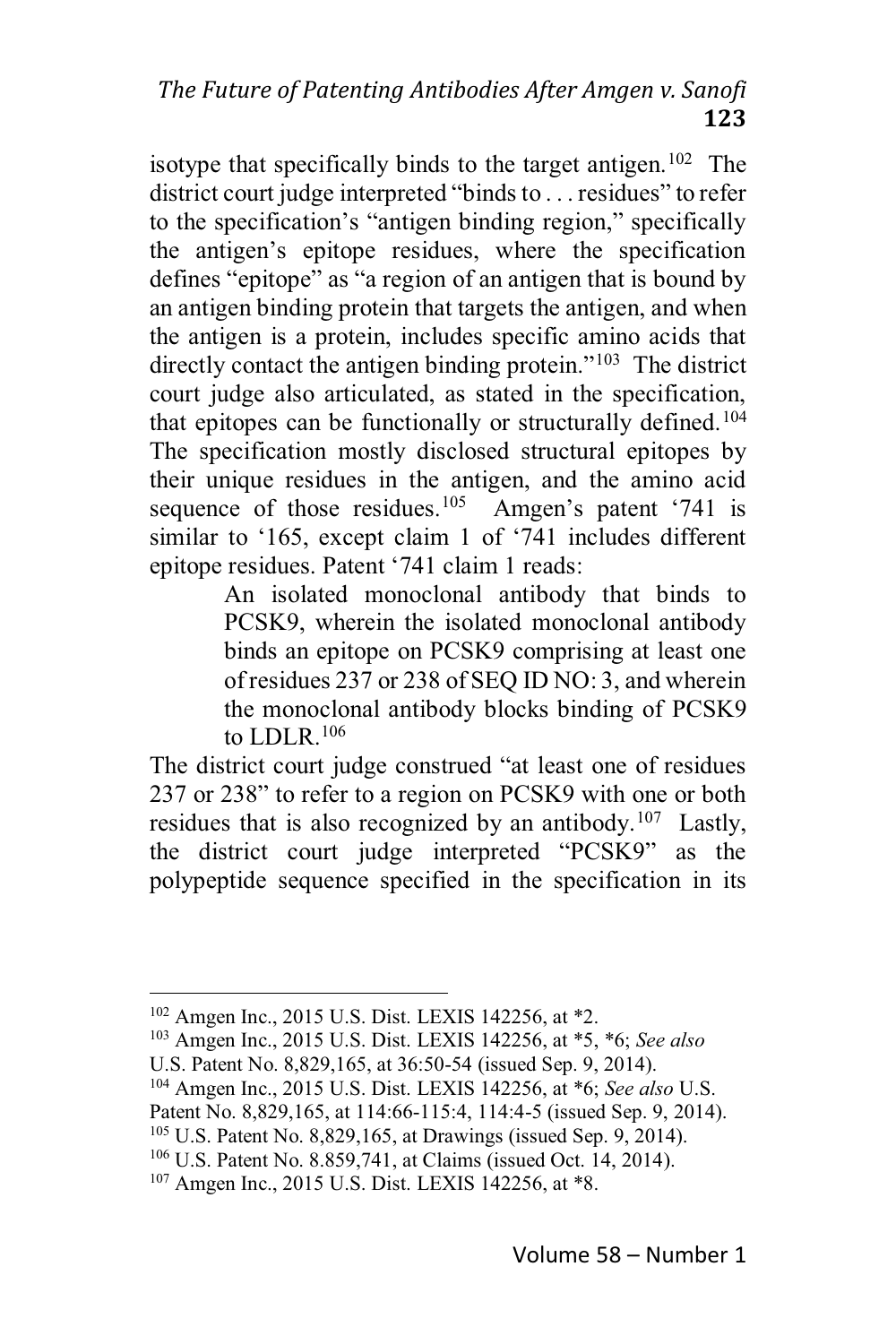isotype that specifically binds to the target antigen.[102] The district court judge interpreted "binds to . . . residues" to refer to the specification's "antigen binding region," specifically the antigen's epitope residues, where the specification defines "epitope" as "a region of an antigen that is bound by an antigen binding protein that targets the antigen, and when the antigen is a protein, includes specific amino acids that directly contact the antigen binding protein."[103] The district court judge also articulated, as stated in the specification, that epitopes can be functionally or structurally defined.[104] The specification mostly disclosed structural epitopes by their unique residues in the antigen, and the amino acid sequence of those residues.[105] Amgen's patent '741 is similar to '165, except claim 1 of '741 includes different epitope residues. Patent '741 claim 1 reads:

> An isolated monoclonal antibody that binds to PCSK9, wherein the isolated monoclonal antibody binds an epitope on PCSK9 comprising at least one of residues 237 or 238 of SEQ ID NO: 3, and wherein the monoclonal antibody blocks binding of PCSK9 to LDLR.[106]

The district court judge construed "at least one of residues 237 or 238" to refer to a region on PCSK9 with one or both residues that is also recognized by an antibody.[107] Lastly, the district court judge interpreted "PCSK9" as the polypeptide sequence specified in the specification in its

---

[102] Amgen Inc., 2015 U.S. Dist. LEXIS 142256, at *2.

[103] Amgen Inc., 2015 U.S. Dist. LEXIS 142256, at *5, *6; *See also* U.S. Patent No. 8,829,165, at 36:50-54 (issued Sep. 9, 2014).

[104] Amgen Inc., 2015 U.S. Dist. LEXIS 142256, at *6; *See also* U.S. Patent No. 8,829,165, at 114:66-115:4, 114:4-5 (issued Sep. 9, 2014).

[105] U.S. Patent No. 8,829,165, at Drawings (issued Sep. 9, 2014).

[106] U.S. Patent No. 8.859,741, at Claims (issued Oct. 14, 2014).

[107] Amgen Inc., 2015 U.S. Dist. LEXIS 142256, at *8.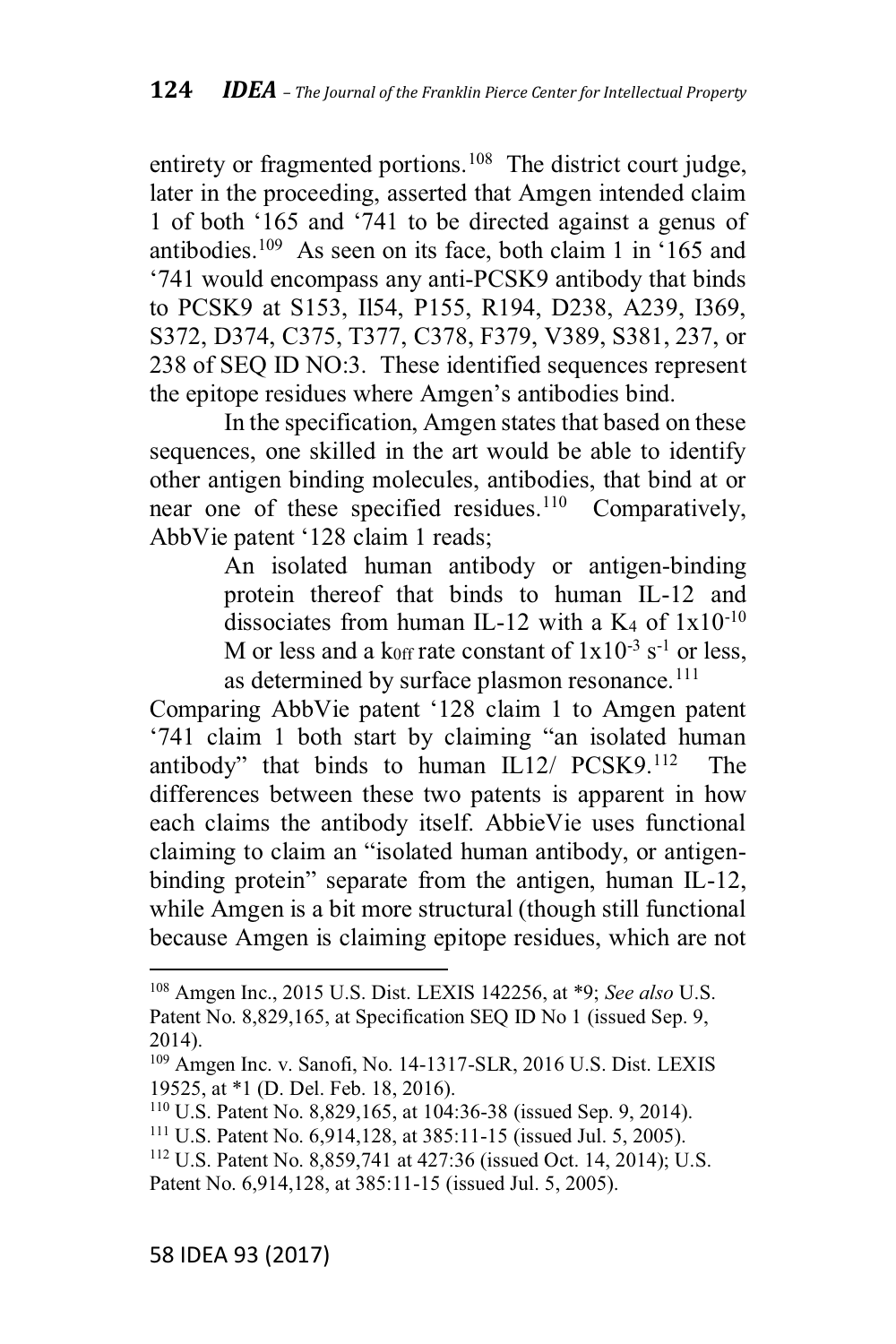entirety or fragmented portions.[108] The district court judge, later in the proceeding, asserted that Amgen intended claim 1 of both '165 and '741 to be directed against a genus of antibodies.[109] As seen on its face, both claim 1 in '165 and '741 would encompass any anti-PCSK9 antibody that binds to PCSK9 at S153, Il54, P155, R194, D238, A239, I369, S372, D374, C375, T377, C378, F379, V389, S381, 237, or 238 of SEQ ID NO:3. These identified sequences represent the epitope residues where Amgen's antibodies bind.

In the specification, Amgen states that based on these sequences, one skilled in the art would be able to identify other antigen binding molecules, antibodies, that bind at or near one of these specified residues.[110] Comparatively, AbbVie patent '128 claim 1 reads;

> An isolated human antibody or antigen-binding protein thereof that binds to human IL-12 and dissociates from human IL-12 with a $K_4$ of $1x10^{-10}$ M or less and a $k_{off}$ rate constant of $1x10^{-3}$ $s^{-1}$ or less, as determined by surface plasmon resonance.[111]

Comparing AbbVie patent '128 claim 1 to Amgen patent '741 claim 1 both start by claiming "an isolated human antibody" that binds to human IL12/ PCSK9.[112] The differences between these two patents is apparent in how each claims the antibody itself. AbbieVie uses functional claiming to claim an "isolated human antibody, or antigen-binding protein" separate from the antigen, human IL-12, while Amgen is a bit more structural (though still functional because Amgen is claiming epitope residues, which are not

---

[108] Amgen Inc., 2015 U.S. Dist. LEXIS 142256, at *9; *See also* U.S. Patent No. 8,829,165, at Specification SEQ ID No 1 (issued Sep. 9, 2014).

[109] Amgen Inc. v. Sanofi, No. 14-1317-SLR, 2016 U.S. Dist. LEXIS 19525, at *1 (D. Del. Feb. 18, 2016).

[110] U.S. Patent No. 8,829,165, at 104:36-38 (issued Sep. 9, 2014).

[111] U.S. Patent No. 6,914,128, at 385:11-15 (issued Jul. 5, 2005).

[112] U.S. Patent No. 8,859,741 at 427:36 (issued Oct. 14, 2014); U.S. Patent No. 6,914,128, at 385:11-15 (issued Jul. 5, 2005).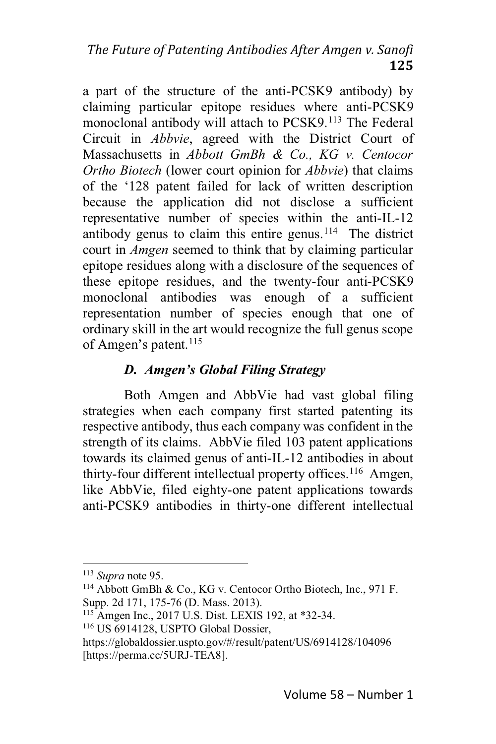a part of the structure of the anti-PCSK9 antibody) by claiming particular epitope residues where anti-PCSK9 monoclonal antibody will attach to PCSK9.[113] The Federal Circuit in *Abbvie*, agreed with the District Court of Massachusetts in *Abbott GmBh & Co., KG v. Centocor Ortho Biotech* (lower court opinion for *Abbvie*) that claims of the '128 patent failed for lack of written description because the application did not disclose a sufficient representative number of species within the anti-IL-12 antibody genus to claim this entire genus.[114] The district court in *Amgen* seemed to think that by claiming particular epitope residues along with a disclosure of the sequences of these epitope residues, and the twenty-four anti-PCSK9 monoclonal antibodies was enough of a sufficient representation number of species enough that one of ordinary skill in the art would recognize the full genus scope of Amgen's patent.[115]

### *D. Amgen's Global Filing Strategy*

Both Amgen and AbbVie had vast global filing strategies when each company first started patenting its respective antibody, thus each company was confident in the strength of its claims. AbbVie filed 103 patent applications towards its claimed genus of anti-IL-12 antibodies in about thirty-four different intellectual property offices.[116] Amgen, like AbbVie, filed eighty-one patent applications towards anti-PCSK9 antibodies in thirty-one different intellectual

---

[113] *Supra* note 95.

[114] Abbott GmBh & Co., KG v. Centocor Ortho Biotech, Inc., 971 F. Supp. 2d 171, 175-76 (D. Mass. 2013).

[115] Amgen Inc., 2017 U.S. Dist. LEXIS 192, at *32-34.

[116] US 6914128, USPTO Global Dossier, https://globaldossier.uspto.gov/#/result/patent/US/6914128/104096 [https://perma.cc/5URJ-TEA8].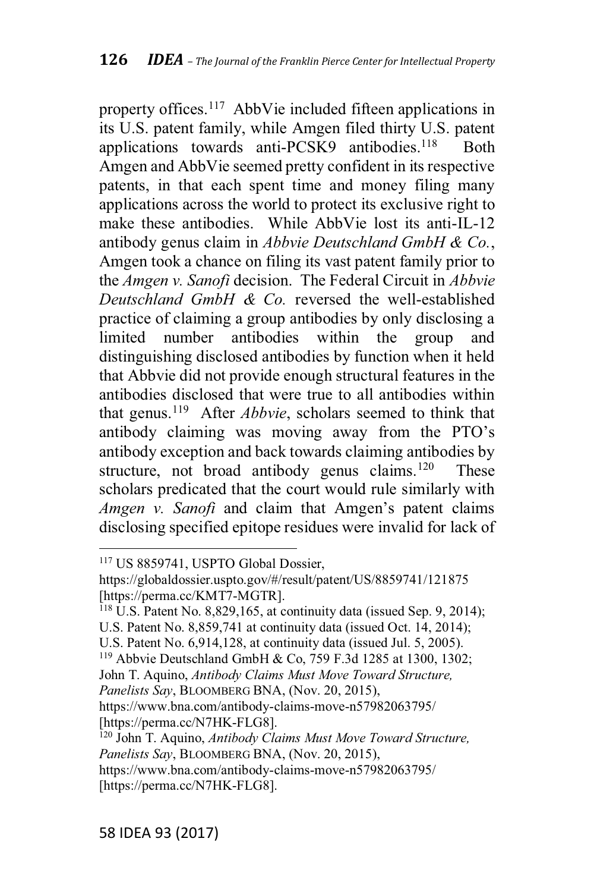property offices.[117] AbbVie included fifteen applications in its U.S. patent family, while Amgen filed thirty U.S. patent applications towards anti-PCSK9 antibodies.[118] Both Amgen and AbbVie seemed pretty confident in its respective patents, in that each spent time and money filing many applications across the world to protect its exclusive right to make these antibodies. While AbbVie lost its anti-IL-12 antibody genus claim in *Abbvie Deutschland GmbH & Co.*, Amgen took a chance on filing its vast patent family prior to the *Amgen v. Sanofi* decision. The Federal Circuit in *Abbvie Deutschland GmbH & Co.* reversed the well-established practice of claiming a group antibodies by only disclosing a limited number antibodies within the group and distinguishing disclosed antibodies by function when it held that Abbvie did not provide enough structural features in the antibodies disclosed that were true to all antibodies within that genus.[119] After *Abbvie*, scholars seemed to think that antibody claiming was moving away from the PTO's antibody exception and back towards claiming antibodies by structure, not broad antibody genus claims.[120] These scholars predicated that the court would rule similarly with *Amgen v. Sanofi* and claim that Amgen's patent claims disclosing specified epitope residues were invalid for lack of

---

[117] US 8859741, USPTO Global Dossier, https://globaldossier.uspto.gov/#/result/patent/US/8859741/121875 [https://perma.cc/KMT7-MGTR].

[118] U.S. Patent No. 8,829,165, at continuity data (issued Sep. 9, 2014); U.S. Patent No. 8,859,741 at continuity data (issued Oct. 14, 2014); U.S. Patent No. 6,914,128, at continuity data (issued Jul. 5, 2005).

[119] Abbvie Deutschland GmbH & Co, 759 F.3d 1285 at 1300, 1302; John T. Aquino, *Antibody Claims Must Move Toward Structure, Panelists Say*, BLOOMBERG BNA, (Nov. 20, 2015), https://www.bna.com/antibody-claims-move-n57982063795/ [https://perma.cc/N7HK-FLG8].

[120] John T. Aquino, *Antibody Claims Must Move Toward Structure, Panelists Say*, BLOOMBERG BNA, (Nov. 20, 2015), https://www.bna.com/antibody-claims-move-n57982063795/ [https://perma.cc/N7HK-FLG8].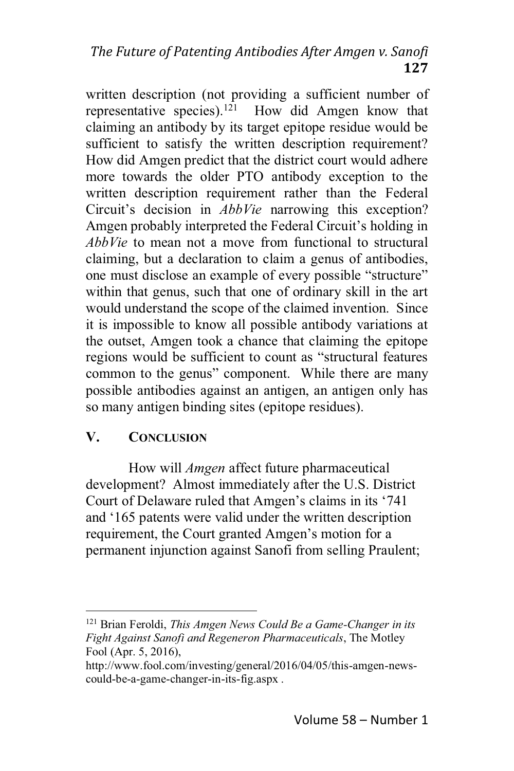written description (not providing a sufficient number of representative species).[121] How did Amgen know that claiming an antibody by its target epitope residue would be sufficient to satisfy the written description requirement? How did Amgen predict that the district court would adhere more towards the older PTO antibody exception to the written description requirement rather than the Federal Circuit's decision in *AbbVie* narrowing this exception? Amgen probably interpreted the Federal Circuit's holding in *AbbVie* to mean not a move from functional to structural claiming, but a declaration to claim a genus of antibodies, one must disclose an example of every possible "structure" within that genus, such that one of ordinary skill in the art would understand the scope of the claimed invention. Since it is impossible to know all possible antibody variations at the outset, Amgen took a chance that claiming the epitope regions would be sufficient to count as "structural features common to the genus" component. While there are many possible antibodies against an antigen, an antigen only has so many antigen binding sites (epitope residues).

## V. CONCLUSION

How will *Amgen* affect future pharmaceutical development? Almost immediately after the U.S. District Court of Delaware ruled that Amgen's claims in its '741 and '165 patents were valid under the written description requirement, the Court granted Amgen's motion for a permanent injunction against Sanofi from selling Praulent;

---

[121] Brian Feroldi, *This Amgen News Could Be a Game-Changer in its Fight Against Sanofi and Regeneron Pharmaceuticals*, The Motley Fool (Apr. 5, 2016), http://www.fool.com/investing/general/2016/04/05/this-amgen-news-could-be-a-game-changer-in-its-fig.aspx .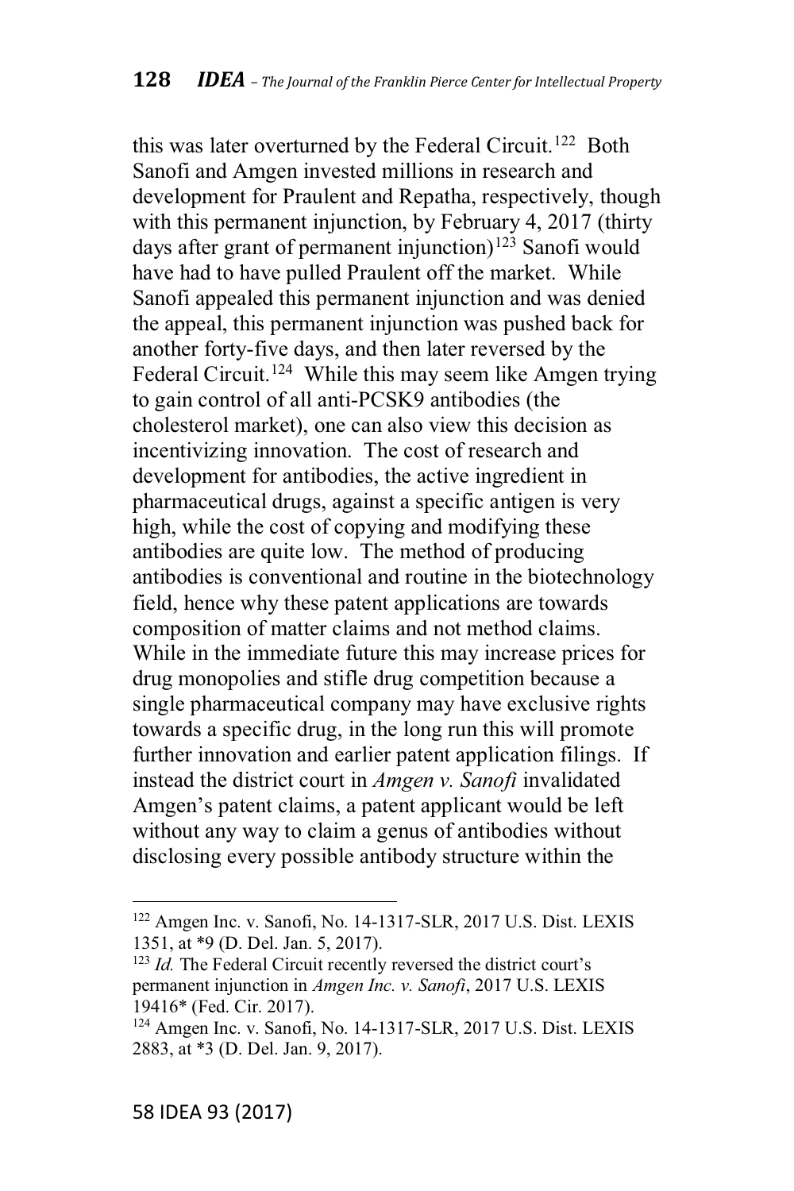this was later overturned by the Federal Circuit.[122] Both Sanofi and Amgen invested millions in research and development for Praulent and Repatha, respectively, though with this permanent injunction, by February 4, 2017 (thirty days after grant of permanent injunction)[123] Sanofi would have had to have pulled Praulent off the market. While Sanofi appealed this permanent injunction and was denied the appeal, this permanent injunction was pushed back for another forty-five days, and then later reversed by the Federal Circuit.[124] While this may seem like Amgen trying to gain control of all anti-PCSK9 antibodies (the cholesterol market), one can also view this decision as incentivizing innovation. The cost of research and development for antibodies, the active ingredient in pharmaceutical drugs, against a specific antigen is very high, while the cost of copying and modifying these antibodies are quite low. The method of producing antibodies is conventional and routine in the biotechnology field, hence why these patent applications are towards composition of matter claims and not method claims. While in the immediate future this may increase prices for drug monopolies and stifle drug competition because a single pharmaceutical company may have exclusive rights towards a specific drug, in the long run this will promote further innovation and earlier patent application filings. If instead the district court in *Amgen v. Sanofi* invalidated Amgen's patent claims, a patent applicant would be left without any way to claim a genus of antibodies without disclosing every possible antibody structure within the

---

[122] Amgen Inc. v. Sanofi, No. 14-1317-SLR, 2017 U.S. Dist. LEXIS 1351, at *9 (D. Del. Jan. 5, 2017).

[123] *Id.* The Federal Circuit recently reversed the district court's permanent injunction in *Amgen Inc. v. Sanofi*, 2017 U.S. LEXIS 19416* (Fed. Cir. 2017).

[124] Amgen Inc. v. Sanofi, No. 14-1317-SLR, 2017 U.S. Dist. LEXIS 2883, at *3 (D. Del. Jan. 9, 2017).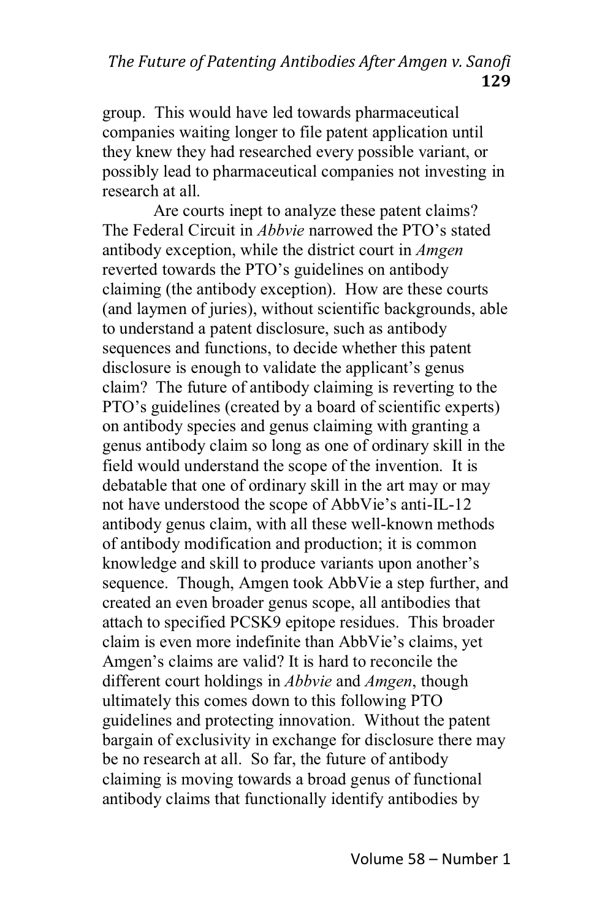group. This would have led towards pharmaceutical companies waiting longer to file patent application until they knew they had researched every possible variant, or possibly lead to pharmaceutical companies not investing in research at all.

Are courts inept to analyze these patent claims? The Federal Circuit in *Abbvie* narrowed the PTO's stated antibody exception, while the district court in *Amgen* reverted towards the PTO's guidelines on antibody claiming (the antibody exception). How are these courts (and laymen of juries), without scientific backgrounds, able to understand a patent disclosure, such as antibody sequences and functions, to decide whether this patent disclosure is enough to validate the applicant's genus claim? The future of antibody claiming is reverting to the PTO's guidelines (created by a board of scientific experts) on antibody species and genus claiming with granting a genus antibody claim so long as one of ordinary skill in the field would understand the scope of the invention. It is debatable that one of ordinary skill in the art may or may not have understood the scope of AbbVie's anti-IL-12 antibody genus claim, with all these well-known methods of antibody modification and production; it is common knowledge and skill to produce variants upon another's sequence. Though, Amgen took AbbVie a step further, and created an even broader genus scope, all antibodies that attach to specified PCSK9 epitope residues. This broader claim is even more indefinite than AbbVie's claims, yet Amgen's claims are valid? It is hard to reconcile the different court holdings in *Abbvie* and *Amgen*, though ultimately this comes down to this following PTO guidelines and protecting innovation. Without the patent bargain of exclusivity in exchange for disclosure there may be no research at all. So far, the future of antibody claiming is moving towards a broad genus of functional antibody claims that functionally identify antibodies by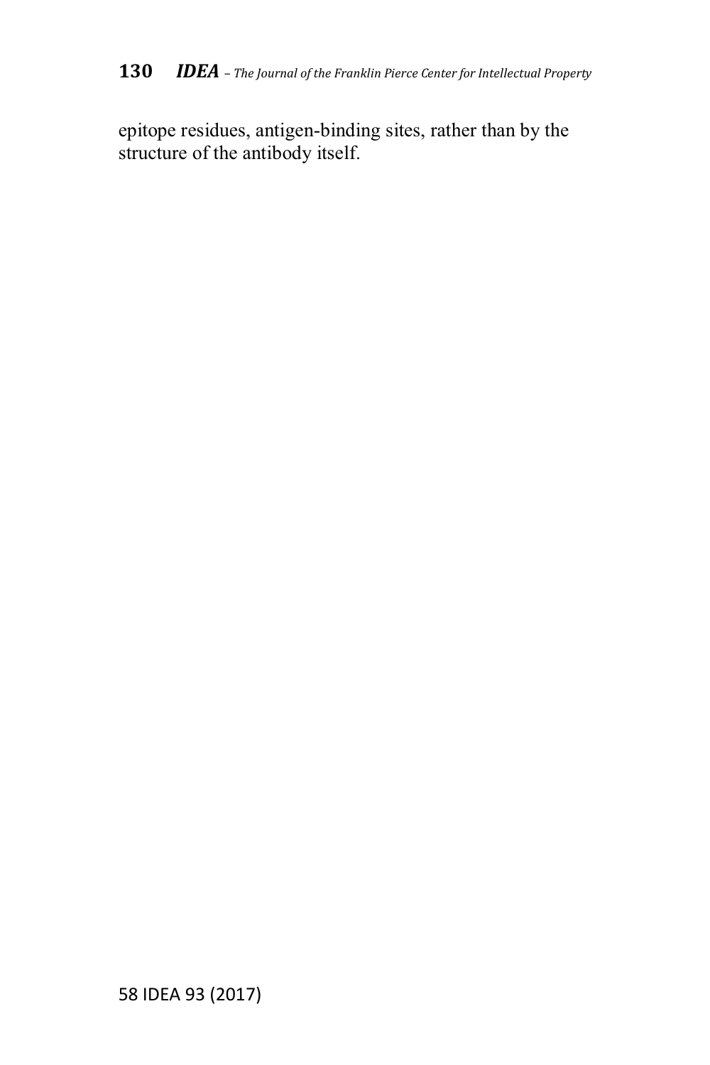epitope residues, antigen-binding sites, rather than by the structure of the antibody itself.